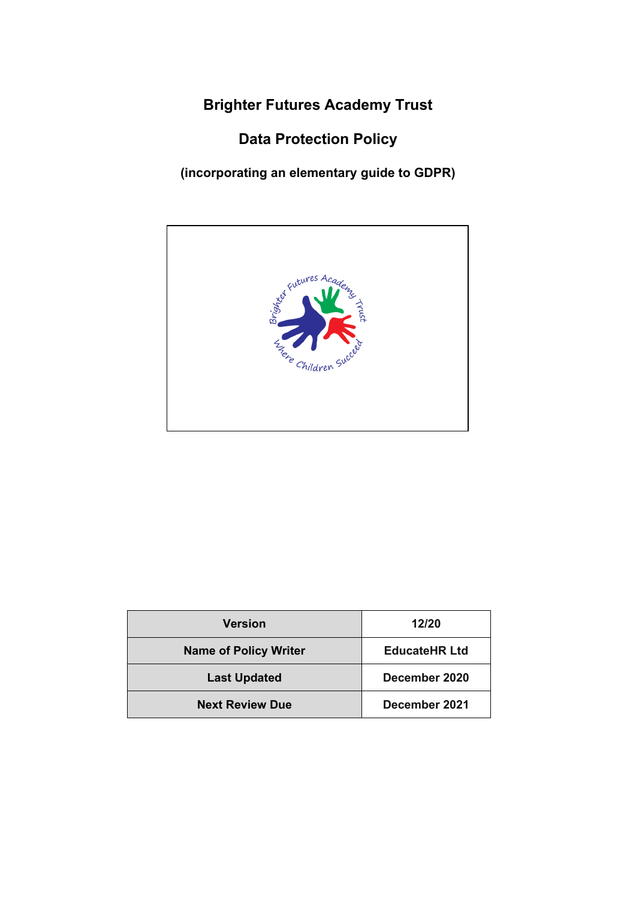# Brighter Futures Academy Trust

## Data Protection Policy

**(incorporating an elementary guide to GDPR)**

| Version | 12/20 |
|---|---|
| Name of Policy Writer | EducateHR Ltd |
| Last Updated | December 2020 |
| Next Review Due | December 2021 |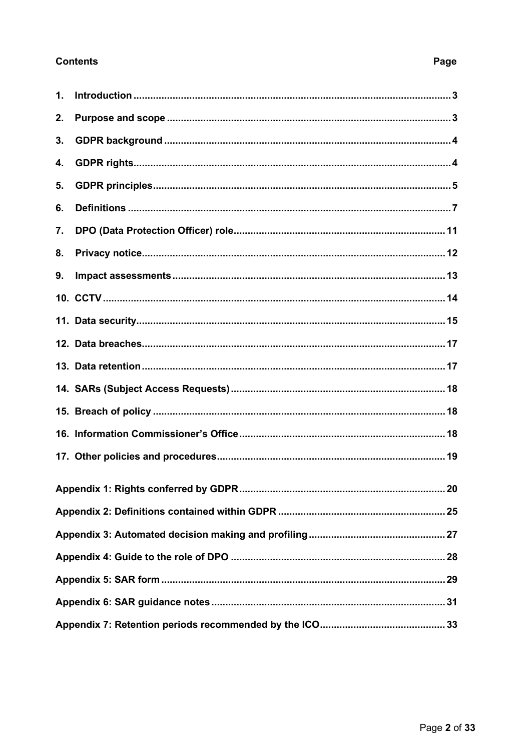**Contents** **Page**

| | |
|---|---|
| 1. Introduction | 3 |
| 2. Purpose and scope | 3 |
| 3. GDPR background | 4 |
| 4. GDPR rights | 4 |
| 5. GDPR principles | 5 |
| 6. Definitions | 7 |
| 7. DPO (Data Protection Officer) role | 11 |
| 8. Privacy notice | 12 |
| 9. Impact assessments | 13 |
| 10. CCTV | 14 |
| 11. Data security | 15 |
| 12. Data breaches | 17 |
| 13. Data retention | 17 |
| 14. SARs (Subject Access Requests) | 18 |
| 15. Breach of policy | 18 |
| 16. Information Commissioner's Office | 18 |
| 17. Other policies and procedures | 19 |
| Appendix 1: Rights conferred by GDPR | 20 |
| Appendix 2: Definitions contained within GDPR | 25 |
| Appendix 3: Automated decision making and profiling | 27 |
| Appendix 4: Guide to the role of DPO | 28 |
| Appendix 5: SAR form | 29 |
| Appendix 6: SAR guidance notes | 31 |
| Appendix 7: Retention periods recommended by the ICO | 33 |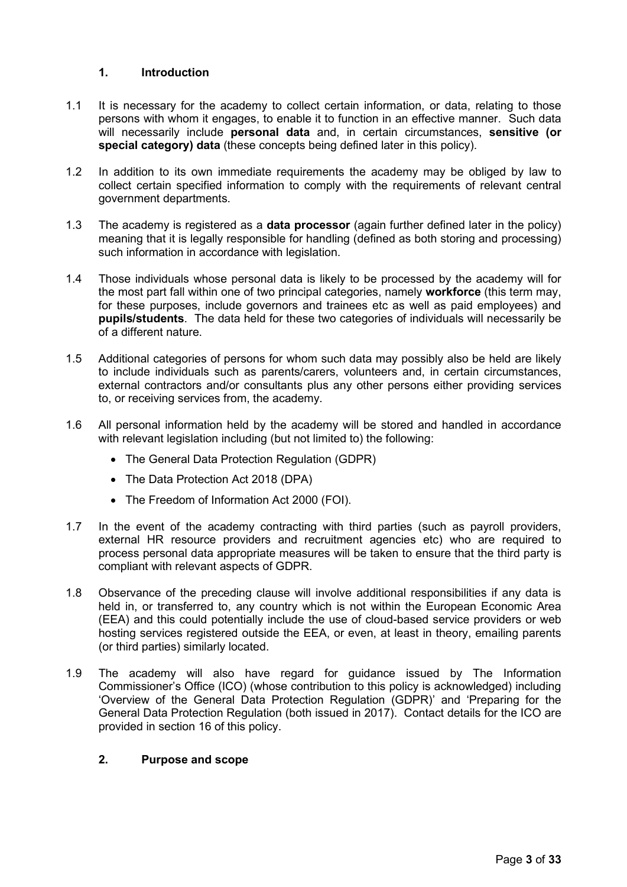## 1. Introduction

1.1 It is necessary for the academy to collect certain information, or data, relating to those persons with whom it engages, to enable it to function in an effective manner. Such data will necessarily include **personal data** and, in certain circumstances, **sensitive (or special category) data** (these concepts being defined later in this policy).

1.2 In addition to its own immediate requirements the academy may be obliged by law to collect certain specified information to comply with the requirements of relevant central government departments.

1.3 The academy is registered as a **data processor** (again further defined later in the policy) meaning that it is legally responsible for handling (defined as both storing and processing) such information in accordance with legislation.

1.4 Those individuals whose personal data is likely to be processed by the academy will for the most part fall within one of two principal categories, namely **workforce** (this term may, for these purposes, include governors and trainees etc as well as paid employees) and **pupils/students**. The data held for these two categories of individuals will necessarily be of a different nature.

1.5 Additional categories of persons for whom such data may possibly also be held are likely to include individuals such as parents/carers, volunteers and, in certain circumstances, external contractors and/or consultants plus any other persons either providing services to, or receiving services from, the academy.

1.6 All personal information held by the academy will be stored and handled in accordance with relevant legislation including (but not limited to) the following:

- The General Data Protection Regulation (GDPR)
- The Data Protection Act 2018 (DPA)
- The Freedom of Information Act 2000 (FOI).

1.7 In the event of the academy contracting with third parties (such as payroll providers, external HR resource providers and recruitment agencies etc) who are required to process personal data appropriate measures will be taken to ensure that the third party is compliant with relevant aspects of GDPR.

1.8 Observance of the preceding clause will involve additional responsibilities if any data is held in, or transferred to, any country which is not within the European Economic Area (EEA) and this could potentially include the use of cloud-based service providers or web hosting services registered outside the EEA, or even, at least in theory, emailing parents (or third parties) similarly located.

1.9 The academy will also have regard for guidance issued by The Information Commissioner's Office (ICO) (whose contribution to this policy is acknowledged) including 'Overview of the General Data Protection Regulation (GDPR)' and 'Preparing for the General Data Protection Regulation (both issued in 2017). Contact details for the ICO are provided in section 16 of this policy.

## 2. Purpose and scope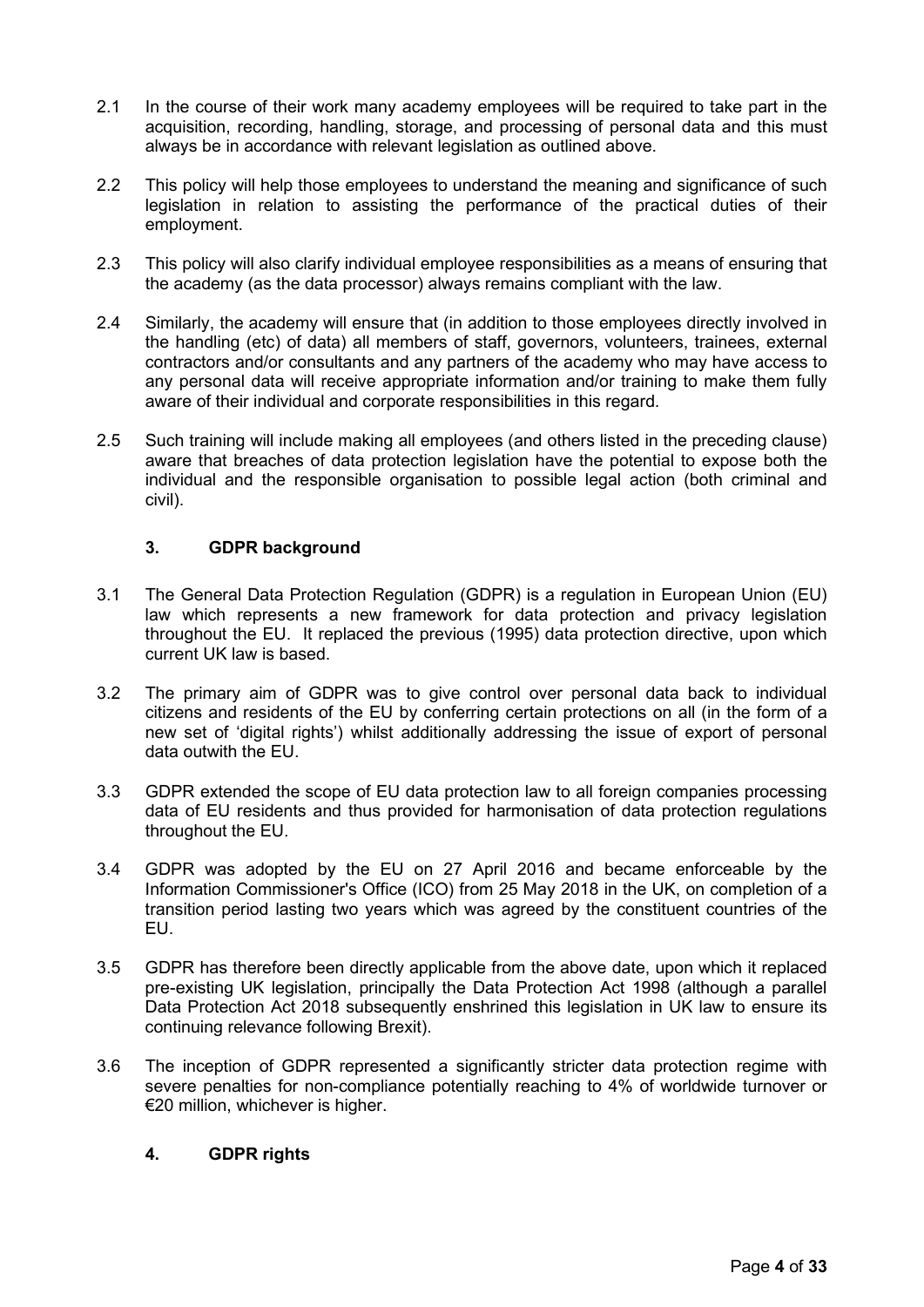2.1 In the course of their work many academy employees will be required to take part in the acquisition, recording, handling, storage, and processing of personal data and this must always be in accordance with relevant legislation as outlined above.

2.2 This policy will help those employees to understand the meaning and significance of such legislation in relation to assisting the performance of the practical duties of their employment.

2.3 This policy will also clarify individual employee responsibilities as a means of ensuring that the academy (as the data processor) always remains compliant with the law.

2.4 Similarly, the academy will ensure that (in addition to those employees directly involved in the handling (etc) of data) all members of staff, governors, volunteers, trainees, external contractors and/or consultants and any partners of the academy who may have access to any personal data will receive appropriate information and/or training to make them fully aware of their individual and corporate responsibilities in this regard.

2.5 Such training will include making all employees (and others listed in the preceding clause) aware that breaches of data protection legislation have the potential to expose both the individual and the responsible organisation to possible legal action (both criminal and civil).

## 3. GDPR background

3.1 The General Data Protection Regulation (GDPR) is a regulation in European Union (EU) law which represents a new framework for data protection and privacy legislation throughout the EU. It replaced the previous (1995) data protection directive, upon which current UK law is based.

3.2 The primary aim of GDPR was to give control over personal data back to individual citizens and residents of the EU by conferring certain protections on all (in the form of a new set of 'digital rights') whilst additionally addressing the issue of export of personal data outwith the EU.

3.3 GDPR extended the scope of EU data protection law to all foreign companies processing data of EU residents and thus provided for harmonisation of data protection regulations throughout the EU.

3.4 GDPR was adopted by the EU on 27 April 2016 and became enforceable by the Information Commissioner's Office (ICO) from 25 May 2018 in the UK, on completion of a transition period lasting two years which was agreed by the constituent countries of the EU.

3.5 GDPR has therefore been directly applicable from the above date, upon which it replaced pre-existing UK legislation, principally the Data Protection Act 1998 (although a parallel Data Protection Act 2018 subsequently enshrined this legislation in UK law to ensure its continuing relevance following Brexit).

3.6 The inception of GDPR represented a significantly stricter data protection regime with severe penalties for non-compliance potentially reaching to 4% of worldwide turnover or €20 million, whichever is higher.

## 4. GDPR rights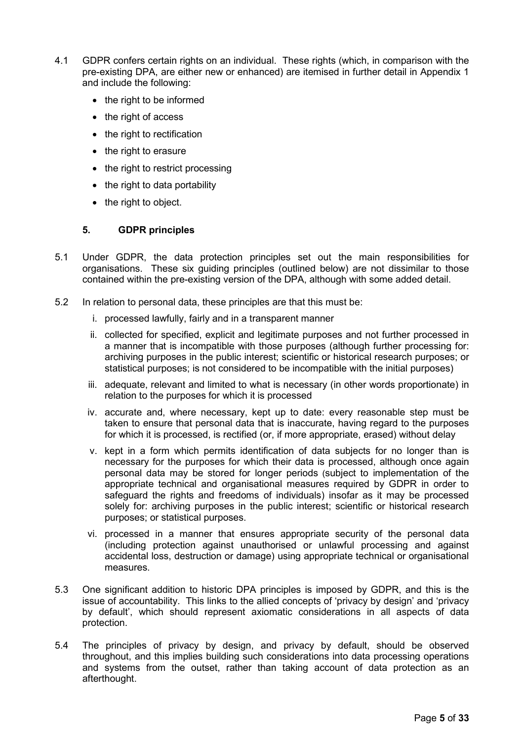4.1 GDPR confers certain rights on an individual. These rights (which, in comparison with the pre-existing DPA, are either new or enhanced) are itemised in further detail in Appendix 1 and include the following:

- the right to be informed
- the right of access
- the right to rectification
- the right to erasure
- the right to restrict processing
- the right to data portability
- the right to object.

### 5. GDPR principles

5.1 Under GDPR, the data protection principles set out the main responsibilities for organisations. These six guiding principles (outlined below) are not dissimilar to those contained within the pre-existing version of the DPA, although with some added detail.

5.2 In relation to personal data, these principles are that this must be:

i. processed lawfully, fairly and in a transparent manner

ii. collected for specified, explicit and legitimate purposes and not further processed in a manner that is incompatible with those purposes (although further processing for: archiving purposes in the public interest; scientific or historical research purposes; or statistical purposes; is not considered to be incompatible with the initial purposes)

iii. adequate, relevant and limited to what is necessary (in other words proportionate) in relation to the purposes for which it is processed

iv. accurate and, where necessary, kept up to date: every reasonable step must be taken to ensure that personal data that is inaccurate, having regard to the purposes for which it is processed, is rectified (or, if more appropriate, erased) without delay

v. kept in a form which permits identification of data subjects for no longer than is necessary for the purposes for which their data is processed, although once again personal data may be stored for longer periods (subject to implementation of the appropriate technical and organisational measures required by GDPR in order to safeguard the rights and freedoms of individuals) insofar as it may be processed solely for: archiving purposes in the public interest; scientific or historical research purposes; or statistical purposes.

vi. processed in a manner that ensures appropriate security of the personal data (including protection against unauthorised or unlawful processing and against accidental loss, destruction or damage) using appropriate technical or organisational measures.

5.3 One significant addition to historic DPA principles is imposed by GDPR, and this is the issue of accountability. This links to the allied concepts of 'privacy by design' and 'privacy by default', which should represent axiomatic considerations in all aspects of data protection.

5.4 The principles of privacy by design, and privacy by default, should be observed throughout, and this implies building such considerations into data processing operations and systems from the outset, rather than taking account of data protection as an afterthought.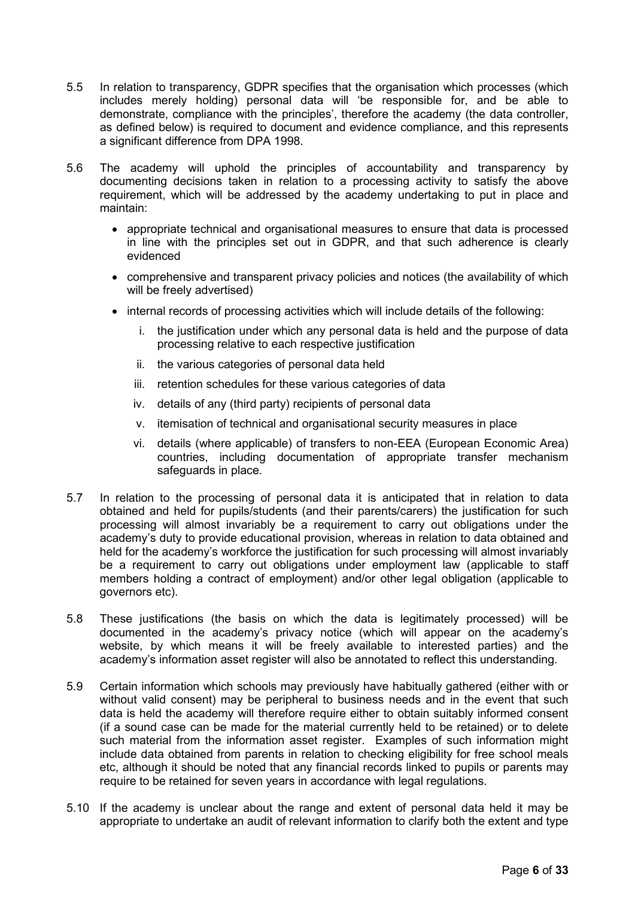5.5 In relation to transparency, GDPR specifies that the organisation which processes (which includes merely holding) personal data will 'be responsible for, and be able to demonstrate, compliance with the principles', therefore the academy (the data controller, as defined below) is required to document and evidence compliance, and this represents a significant difference from DPA 1998.

5.6 The academy will uphold the principles of accountability and transparency by documenting decisions taken in relation to a processing activity to satisfy the above requirement, which will be addressed by the academy undertaking to put in place and maintain:

- appropriate technical and organisational measures to ensure that data is processed in line with the principles set out in GDPR, and that such adherence is clearly evidenced
- comprehensive and transparent privacy policies and notices (the availability of which will be freely advertised)
- internal records of processing activities which will include details of the following:
    1. the justification under which any personal data is held and the purpose of data processing relative to each respective justification
    2. the various categories of personal data held
    3. retention schedules for these various categories of data
    4. details of any (third party) recipients of personal data
    5. itemisation of technical and organisational security measures in place
    6. details (where applicable) of transfers to non-EEA (European Economic Area) countries, including documentation of appropriate transfer mechanism safeguards in place.

5.7 In relation to the processing of personal data it is anticipated that in relation to data obtained and held for pupils/students (and their parents/carers) the justification for such processing will almost invariably be a requirement to carry out obligations under the academy's duty to provide educational provision, whereas in relation to data obtained and held for the academy's workforce the justification for such processing will almost invariably be a requirement to carry out obligations under employment law (applicable to staff members holding a contract of employment) and/or other legal obligation (applicable to governors etc).

5.8 These justifications (the basis on which the data is legitimately processed) will be documented in the academy's privacy notice (which will appear on the academy's website, by which means it will be freely available to interested parties) and the academy's information asset register will also be annotated to reflect this understanding.

5.9 Certain information which schools may previously have habitually gathered (either with or without valid consent) may be peripheral to business needs and in the event that such data is held the academy will therefore require either to obtain suitably informed consent (if a sound case can be made for the material currently held to be retained) or to delete such material from the information asset register. Examples of such information might include data obtained from parents in relation to checking eligibility for free school meals etc, although it should be noted that any financial records linked to pupils or parents may require to be retained for seven years in accordance with legal regulations.

5.10 If the academy is unclear about the range and extent of personal data held it may be appropriate to undertake an audit of relevant information to clarify both the extent and type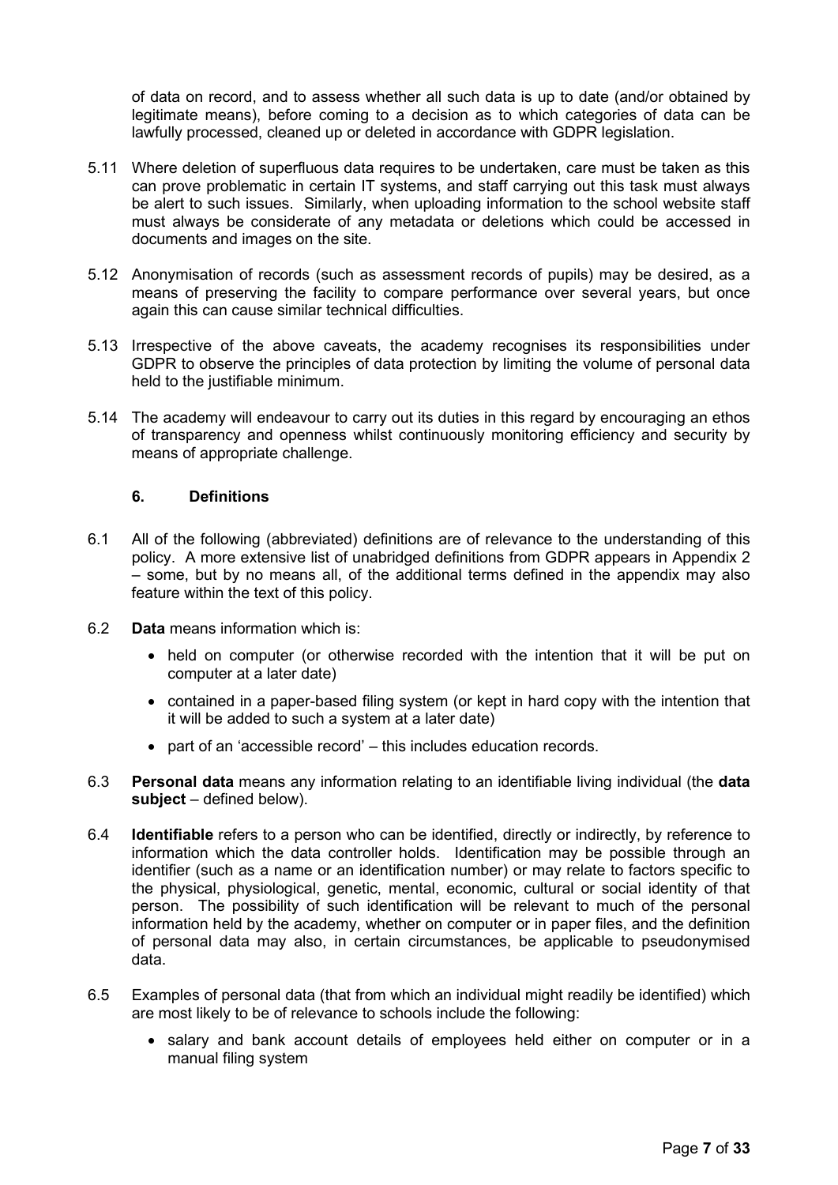of data on record, and to assess whether all such data is up to date (and/or obtained by legitimate means), before coming to a decision as to which categories of data can be lawfully processed, cleaned up or deleted in accordance with GDPR legislation.

5.11 Where deletion of superfluous data requires to be undertaken, care must be taken as this can prove problematic in certain IT systems, and staff carrying out this task must always be alert to such issues. Similarly, when uploading information to the school website staff must always be considerate of any metadata or deletions which could be accessed in documents and images on the site.

5.12 Anonymisation of records (such as assessment records of pupils) may be desired, as a means of preserving the facility to compare performance over several years, but once again this can cause similar technical difficulties.

5.13 Irrespective of the above caveats, the academy recognises its responsibilities under GDPR to observe the principles of data protection by limiting the volume of personal data held to the justifiable minimum.

5.14 The academy will endeavour to carry out its duties in this regard by encouraging an ethos of transparency and openness whilst continuously monitoring efficiency and security by means of appropriate challenge.

## 6. Definitions

6.1 All of the following (abbreviated) definitions are of relevance to the understanding of this policy. A more extensive list of unabridged definitions from GDPR appears in Appendix 2 – some, but by no means all, of the additional terms defined in the appendix may also feature within the text of this policy.

6.2 **Data** means information which is:

- held on computer (or otherwise recorded with the intention that it will be put on computer at a later date)
- contained in a paper-based filing system (or kept in hard copy with the intention that it will be added to such a system at a later date)
- part of an 'accessible record' – this includes education records.

6.3 **Personal data** means any information relating to an identifiable living individual (the **data subject** – defined below).

6.4 **Identifiable** refers to a person who can be identified, directly or indirectly, by reference to information which the data controller holds. Identification may be possible through an identifier (such as a name or an identification number) or may relate to factors specific to the physical, physiological, genetic, mental, economic, cultural or social identity of that person. The possibility of such identification will be relevant to much of the personal information held by the academy, whether on computer or in paper files, and the definition of personal data may also, in certain circumstances, be applicable to pseudonymised data.

6.5 Examples of personal data (that from which an individual might readily be identified) which are most likely to be of relevance to schools include the following:

- salary and bank account details of employees held either on computer or in a manual filing system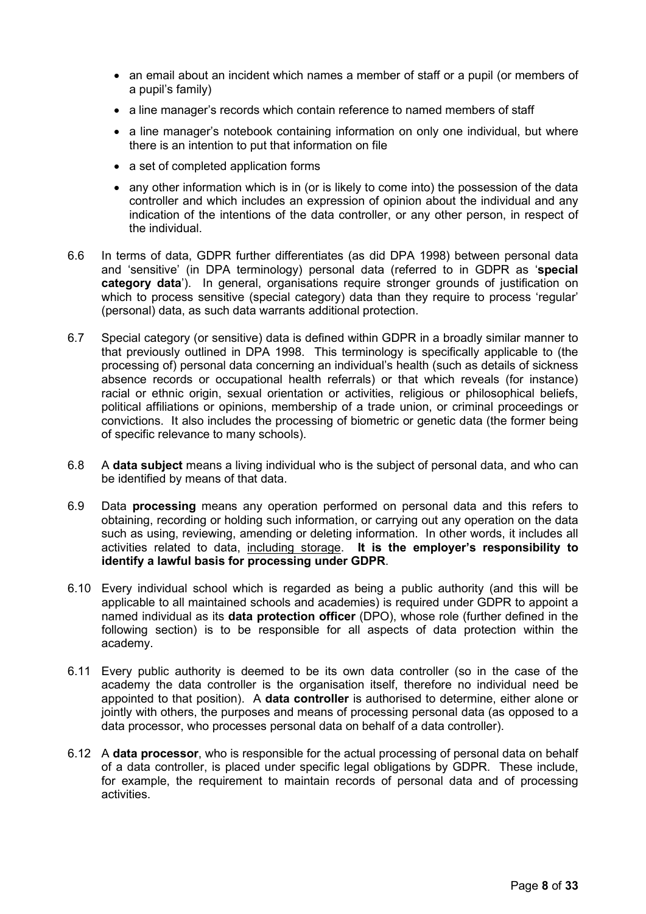- an email about an incident which names a member of staff or a pupil (or members of a pupil's family)
- a line manager's records which contain reference to named members of staff
- a line manager's notebook containing information on only one individual, but where there is an intention to put that information on file
- a set of completed application forms
- any other information which is in (or is likely to come into) the possession of the data controller and which includes an expression of opinion about the individual and any indication of the intentions of the data controller, or any other person, in respect of the individual.

6.6 In terms of data, GDPR further differentiates (as did DPA 1998) between personal data and 'sensitive' (in DPA terminology) personal data (referred to in GDPR as '**special category data**'). In general, organisations require stronger grounds of justification on which to process sensitive (special category) data than they require to process 'regular' (personal) data, as such data warrants additional protection.

6.7 Special category (or sensitive) data is defined within GDPR in a broadly similar manner to that previously outlined in DPA 1998. This terminology is specifically applicable to (the processing of) personal data concerning an individual's health (such as details of sickness absence records or occupational health referrals) or that which reveals (for instance) racial or ethnic origin, sexual orientation or activities, religious or philosophical beliefs, political affiliations or opinions, membership of a trade union, or criminal proceedings or convictions. It also includes the processing of biometric or genetic data (the former being of specific relevance to many schools).

6.8 A **data subject** means a living individual who is the subject of personal data, and who can be identified by means of that data.

6.9 Data **processing** means any operation performed on personal data and this refers to obtaining, recording or holding such information, or carrying out any operation on the data such as using, reviewing, amending or deleting information. In other words, it includes all activities related to data, <u>including storage</u>. **It is the employer's responsibility to identify a lawful basis for processing under GDPR**.

6.10 Every individual school which is regarded as being a public authority (and this will be applicable to all maintained schools and academies) is required under GDPR to appoint a named individual as its **data protection officer** (DPO), whose role (further defined in the following section) is to be responsible for all aspects of data protection within the academy.

6.11 Every public authority is deemed to be its own data controller (so in the case of the academy the data controller is the organisation itself, therefore no individual need be appointed to that position). A **data controller** is authorised to determine, either alone or jointly with others, the purposes and means of processing personal data (as opposed to a data processor, who processes personal data on behalf of a data controller).

6.12 A **data processor**, who is responsible for the actual processing of personal data on behalf of a data controller, is placed under specific legal obligations by GDPR. These include, for example, the requirement to maintain records of personal data and of processing activities.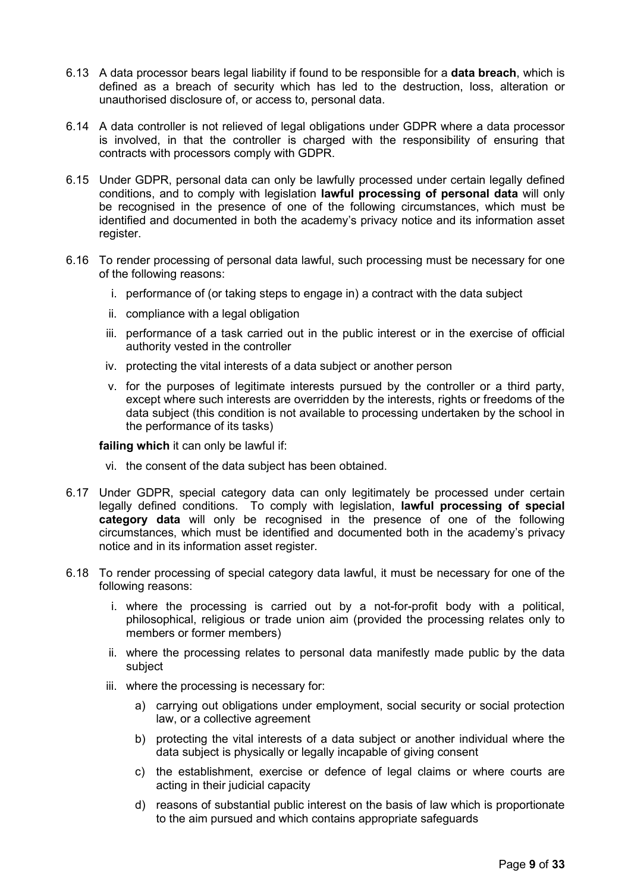6.13 A data processor bears legal liability if found to be responsible for a **data breach**, which is defined as a breach of security which has led to the destruction, loss, alteration or unauthorised disclosure of, or access to, personal data.

6.14 A data controller is not relieved of legal obligations under GDPR where a data processor is involved, in that the controller is charged with the responsibility of ensuring that contracts with processors comply with GDPR.

6.15 Under GDPR, personal data can only be lawfully processed under certain legally defined conditions, and to comply with legislation **lawful processing of personal data** will only be recognised in the presence of one of the following circumstances, which must be identified and documented in both the academy's privacy notice and its information asset register.

6.16 To render processing of personal data lawful, such processing must be necessary for one of the following reasons:

   i. performance of (or taking steps to engage in) a contract with the data subject

   ii. compliance with a legal obligation

   iii. performance of a task carried out in the public interest or in the exercise of official authority vested in the controller

   iv. protecting the vital interests of a data subject or another person

   v. for the purposes of legitimate interests pursued by the controller or a third party, except where such interests are overridden by the interests, rights or freedoms of the data subject (this condition is not available to processing undertaken by the school in the performance of its tasks)

   **failing which** it can only be lawful if:

   vi. the consent of the data subject has been obtained.

6.17 Under GDPR, special category data can only legitimately be processed under certain legally defined conditions. To comply with legislation, **lawful processing of special category data** will only be recognised in the presence of one of the following circumstances, which must be identified and documented both in the academy's privacy notice and in its information asset register.

6.18 To render processing of special category data lawful, it must be necessary for one of the following reasons:

   i. where the processing is carried out by a not-for-profit body with a political, philosophical, religious or trade union aim (provided the processing relates only to members or former members)

   ii. where the processing relates to personal data manifestly made public by the data subject

   iii. where the processing is necessary for:

      a) carrying out obligations under employment, social security or social protection law, or a collective agreement

      b) protecting the vital interests of a data subject or another individual where the data subject is physically or legally incapable of giving consent

      c) the establishment, exercise or defence of legal claims or where courts are acting in their judicial capacity

      d) reasons of substantial public interest on the basis of law which is proportionate to the aim pursued and which contains appropriate safeguards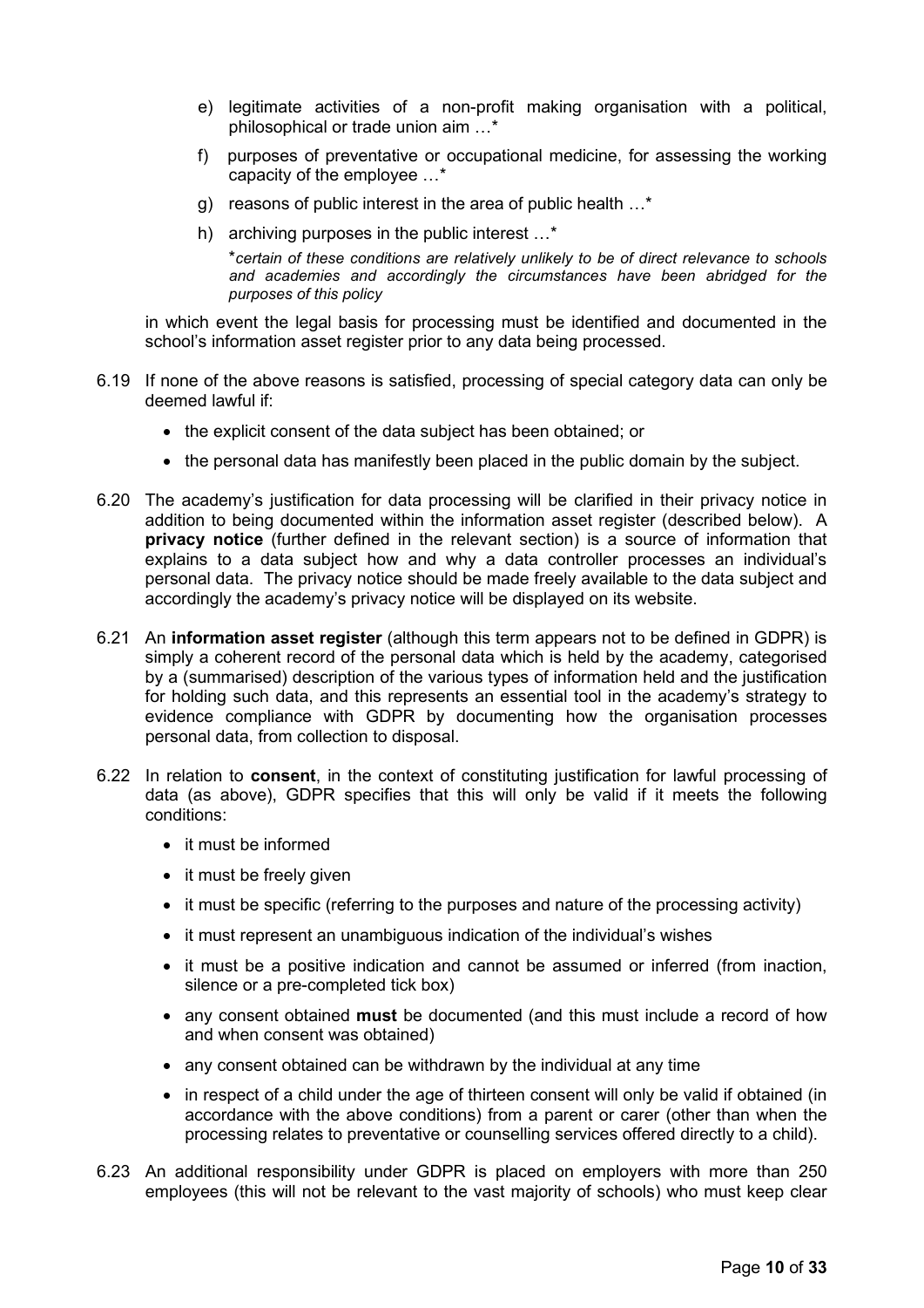e) legitimate activities of a non-profit making organisation with a political, philosophical or trade union aim …*

f) purposes of preventative or occupational medicine, for assessing the working capacity of the employee …*

g) reasons of public interest in the area of public health …*

h) archiving purposes in the public interest …*

*\*certain of these conditions are relatively unlikely to be of direct relevance to schools and academies and accordingly the circumstances have been abridged for the purposes of this policy*

in which event the legal basis for processing must be identified and documented in the school's information asset register prior to any data being processed.

6.19 If none of the above reasons is satisfied, processing of special category data can only be deemed lawful if:

- the explicit consent of the data subject has been obtained; or
- the personal data has manifestly been placed in the public domain by the subject.

6.20 The academy's justification for data processing will be clarified in their privacy notice in addition to being documented within the information asset register (described below). A **privacy notice** (further defined in the relevant section) is a source of information that explains to a data subject how and why a data controller processes an individual's personal data. The privacy notice should be made freely available to the data subject and accordingly the academy's privacy notice will be displayed on its website.

6.21 An **information asset register** (although this term appears not to be defined in GDPR) is simply a coherent record of the personal data which is held by the academy, categorised by a (summarised) description of the various types of information held and the justification for holding such data, and this represents an essential tool in the academy's strategy to evidence compliance with GDPR by documenting how the organisation processes personal data, from collection to disposal.

6.22 In relation to **consent**, in the context of constituting justification for lawful processing of data (as above), GDPR specifies that this will only be valid if it meets the following conditions:

- it must be informed
- it must be freely given
- it must be specific (referring to the purposes and nature of the processing activity)
- it must represent an unambiguous indication of the individual's wishes
- it must be a positive indication and cannot be assumed or inferred (from inaction, silence or a pre-completed tick box)
- any consent obtained **must** be documented (and this must include a record of how and when consent was obtained)
- any consent obtained can be withdrawn by the individual at any time
- in respect of a child under the age of thirteen consent will only be valid if obtained (in accordance with the above conditions) from a parent or carer (other than when the processing relates to preventative or counselling services offered directly to a child).

6.23 An additional responsibility under GDPR is placed on employers with more than 250 employees (this will not be relevant to the vast majority of schools) who must keep clear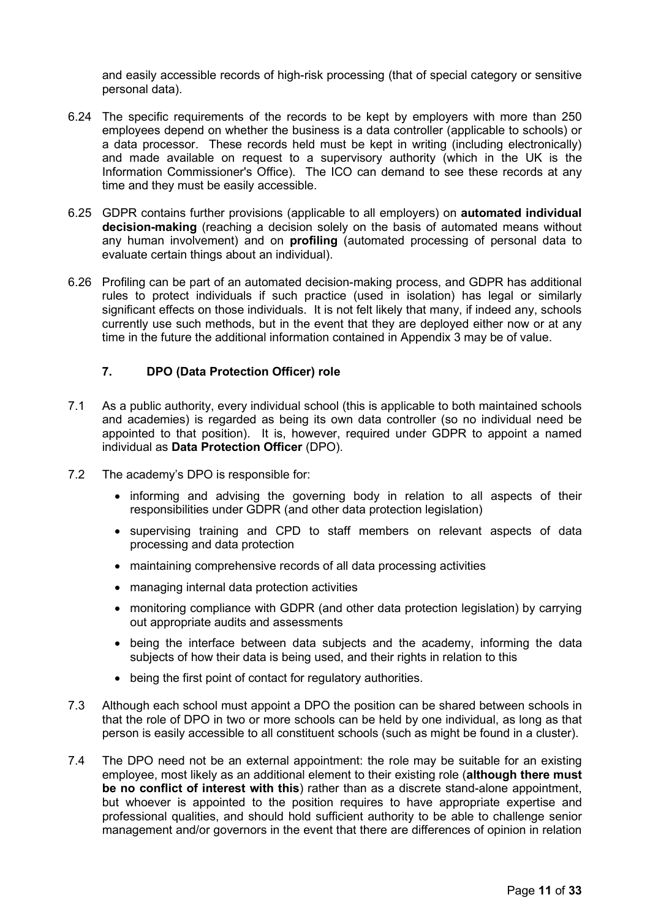and easily accessible records of high-risk processing (that of special category or sensitive personal data).

6.24 The specific requirements of the records to be kept by employers with more than 250 employees depend on whether the business is a data controller (applicable to schools) or a data processor. These records held must be kept in writing (including electronically) and made available on request to a supervisory authority (which in the UK is the Information Commissioner's Office). The ICO can demand to see these records at any time and they must be easily accessible.

6.25 GDPR contains further provisions (applicable to all employers) on **automated individual decision-making** (reaching a decision solely on the basis of automated means without any human involvement) and on **profiling** (automated processing of personal data to evaluate certain things about an individual).

6.26 Profiling can be part of an automated decision-making process, and GDPR has additional rules to protect individuals if such practice (used in isolation) has legal or similarly significant effects on those individuals. It is not felt likely that many, if indeed any, schools currently use such methods, but in the event that they are deployed either now or at any time in the future the additional information contained in Appendix 3 may be of value.

## 7. DPO (Data Protection Officer) role

7.1 As a public authority, every individual school (this is applicable to both maintained schools and academies) is regarded as being its own data controller (so no individual need be appointed to that position). It is, however, required under GDPR to appoint a named individual as **Data Protection Officer** (DPO).

7.2 The academy's DPO is responsible for:

- informing and advising the governing body in relation to all aspects of their responsibilities under GDPR (and other data protection legislation)
- supervising training and CPD to staff members on relevant aspects of data processing and data protection
- maintaining comprehensive records of all data processing activities
- managing internal data protection activities
- monitoring compliance with GDPR (and other data protection legislation) by carrying out appropriate audits and assessments
- being the interface between data subjects and the academy, informing the data subjects of how their data is being used, and their rights in relation to this
- being the first point of contact for regulatory authorities.

7.3 Although each school must appoint a DPO the position can be shared between schools in that the role of DPO in two or more schools can be held by one individual, as long as that person is easily accessible to all constituent schools (such as might be found in a cluster).

7.4 The DPO need not be an external appointment: the role may be suitable for an existing employee, most likely as an additional element to their existing role (**although there must be no conflict of interest with this**) rather than as a discrete stand-alone appointment, but whoever is appointed to the position requires to have appropriate expertise and professional qualities, and should hold sufficient authority to be able to challenge senior management and/or governors in the event that there are differences of opinion in relation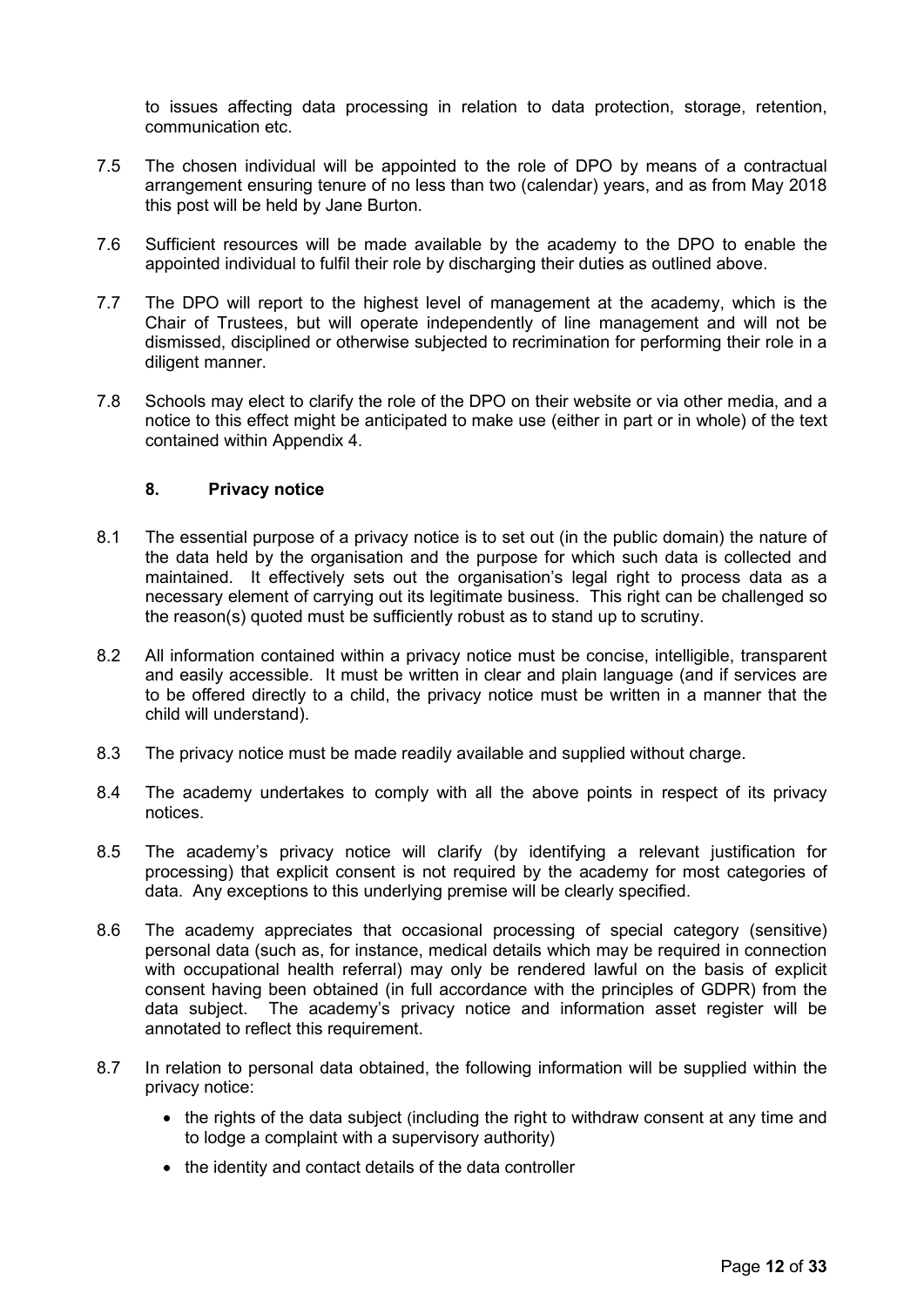to issues affecting data processing in relation to data protection, storage, retention, communication etc.

7.5 The chosen individual will be appointed to the role of DPO by means of a contractual arrangement ensuring tenure of no less than two (calendar) years, and as from May 2018 this post will be held by Jane Burton.

7.6 Sufficient resources will be made available by the academy to the DPO to enable the appointed individual to fulfil their role by discharging their duties as outlined above.

7.7 The DPO will report to the highest level of management at the academy, which is the Chair of Trustees, but will operate independently of line management and will not be dismissed, disciplined or otherwise subjected to recrimination for performing their role in a diligent manner.

7.8 Schools may elect to clarify the role of the DPO on their website or via other media, and a notice to this effect might be anticipated to make use (either in part or in whole) of the text contained within Appendix 4.

## 8. Privacy notice

8.1 The essential purpose of a privacy notice is to set out (in the public domain) the nature of the data held by the organisation and the purpose for which such data is collected and maintained. It effectively sets out the organisation's legal right to process data as a necessary element of carrying out its legitimate business. This right can be challenged so the reason(s) quoted must be sufficiently robust as to stand up to scrutiny.

8.2 All information contained within a privacy notice must be concise, intelligible, transparent and easily accessible. It must be written in clear and plain language (and if services are to be offered directly to a child, the privacy notice must be written in a manner that the child will understand).

8.3 The privacy notice must be made readily available and supplied without charge.

8.4 The academy undertakes to comply with all the above points in respect of its privacy notices.

8.5 The academy's privacy notice will clarify (by identifying a relevant justification for processing) that explicit consent is not required by the academy for most categories of data. Any exceptions to this underlying premise will be clearly specified.

8.6 The academy appreciates that occasional processing of special category (sensitive) personal data (such as, for instance, medical details which may be required in connection with occupational health referral) may only be rendered lawful on the basis of explicit consent having been obtained (in full accordance with the principles of GDPR) from the data subject. The academy's privacy notice and information asset register will be annotated to reflect this requirement.

8.7 In relation to personal data obtained, the following information will be supplied within the privacy notice:

- the rights of the data subject (including the right to withdraw consent at any time and to lodge a complaint with a supervisory authority)
- the identity and contact details of the data controller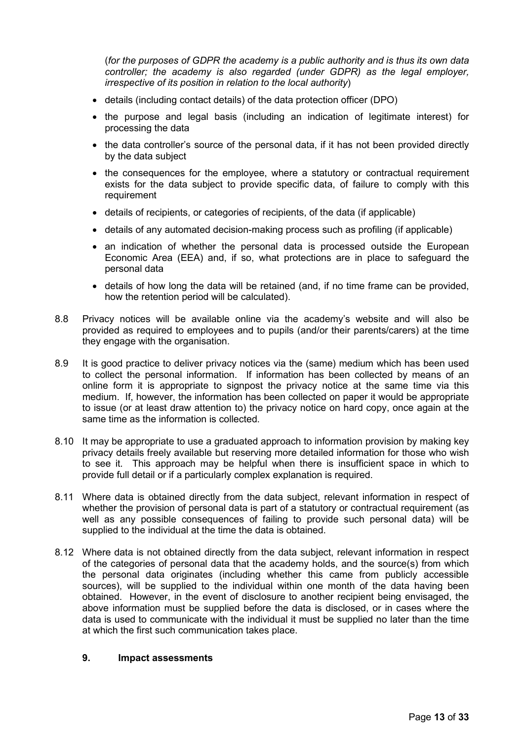(*for the purposes of GDPR the academy is a public authority and is thus its own data controller; the academy is also regarded (under GDPR) as the legal employer, irrespective of its position in relation to the local authority*)

- details (including contact details) of the data protection officer (DPO)
- the purpose and legal basis (including an indication of legitimate interest) for processing the data
- the data controller's source of the personal data, if it has not been provided directly by the data subject
- the consequences for the employee, where a statutory or contractual requirement exists for the data subject to provide specific data, of failure to comply with this requirement
- details of recipients, or categories of recipients, of the data (if applicable)
- details of any automated decision-making process such as profiling (if applicable)
- an indication of whether the personal data is processed outside the European Economic Area (EEA) and, if so, what protections are in place to safeguard the personal data
- details of how long the data will be retained (and, if no time frame can be provided, how the retention period will be calculated).

8.8 Privacy notices will be available online via the academy's website and will also be provided as required to employees and to pupils (and/or their parents/carers) at the time they engage with the organisation.

8.9 It is good practice to deliver privacy notices via the (same) medium which has been used to collect the personal information. If information has been collected by means of an online form it is appropriate to signpost the privacy notice at the same time via this medium. If, however, the information has been collected on paper it would be appropriate to issue (or at least draw attention to) the privacy notice on hard copy, once again at the same time as the information is collected.

8.10 It may be appropriate to use a graduated approach to information provision by making key privacy details freely available but reserving more detailed information for those who wish to see it. This approach may be helpful when there is insufficient space in which to provide full detail or if a particularly complex explanation is required.

8.11 Where data is obtained directly from the data subject, relevant information in respect of whether the provision of personal data is part of a statutory or contractual requirement (as well as any possible consequences of failing to provide such personal data) will be supplied to the individual at the time the data is obtained.

8.12 Where data is not obtained directly from the data subject, relevant information in respect of the categories of personal data that the academy holds, and the source(s) from which the personal data originates (including whether this came from publicly accessible sources), will be supplied to the individual within one month of the data having been obtained. However, in the event of disclosure to another recipient being envisaged, the above information must be supplied before the data is disclosed, or in cases where the data is used to communicate with the individual it must be supplied no later than the time at which the first such communication takes place.

## 9. Impact assessments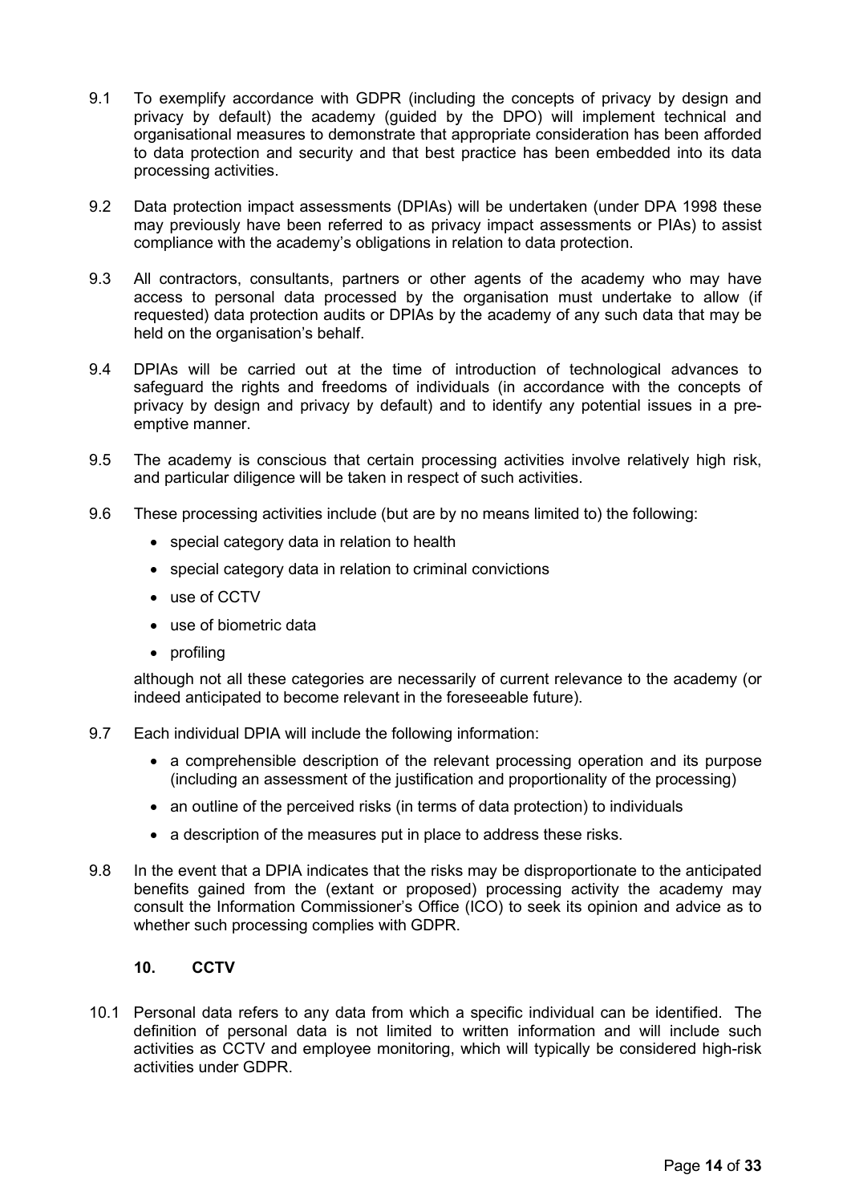9.1 To exemplify accordance with GDPR (including the concepts of privacy by design and privacy by default) the academy (guided by the DPO) will implement technical and organisational measures to demonstrate that appropriate consideration has been afforded to data protection and security and that best practice has been embedded into its data processing activities.

9.2 Data protection impact assessments (DPIAs) will be undertaken (under DPA 1998 these may previously have been referred to as privacy impact assessments or PIAs) to assist compliance with the academy's obligations in relation to data protection.

9.3 All contractors, consultants, partners or other agents of the academy who may have access to personal data processed by the organisation must undertake to allow (if requested) data protection audits or DPIAs by the academy of any such data that may be held on the organisation's behalf.

9.4 DPIAs will be carried out at the time of introduction of technological advances to safeguard the rights and freedoms of individuals (in accordance with the concepts of privacy by design and privacy by default) and to identify any potential issues in a pre-emptive manner.

9.5 The academy is conscious that certain processing activities involve relatively high risk, and particular diligence will be taken in respect of such activities.

9.6 These processing activities include (but are by no means limited to) the following:

- special category data in relation to health
- special category data in relation to criminal convictions
- use of CCTV
- use of biometric data
- profiling

although not all these categories are necessarily of current relevance to the academy (or indeed anticipated to become relevant in the foreseeable future).

9.7 Each individual DPIA will include the following information:

- a comprehensible description of the relevant processing operation and its purpose (including an assessment of the justification and proportionality of the processing)
- an outline of the perceived risks (in terms of data protection) to individuals
- a description of the measures put in place to address these risks.

9.8 In the event that a DPIA indicates that the risks may be disproportionate to the anticipated benefits gained from the (extant or proposed) processing activity the academy may consult the Information Commissioner's Office (ICO) to seek its opinion and advice as to whether such processing complies with GDPR.

## 10. CCTV

10.1 Personal data refers to any data from which a specific individual can be identified. The definition of personal data is not limited to written information and will include such activities as CCTV and employee monitoring, which will typically be considered high-risk activities under GDPR.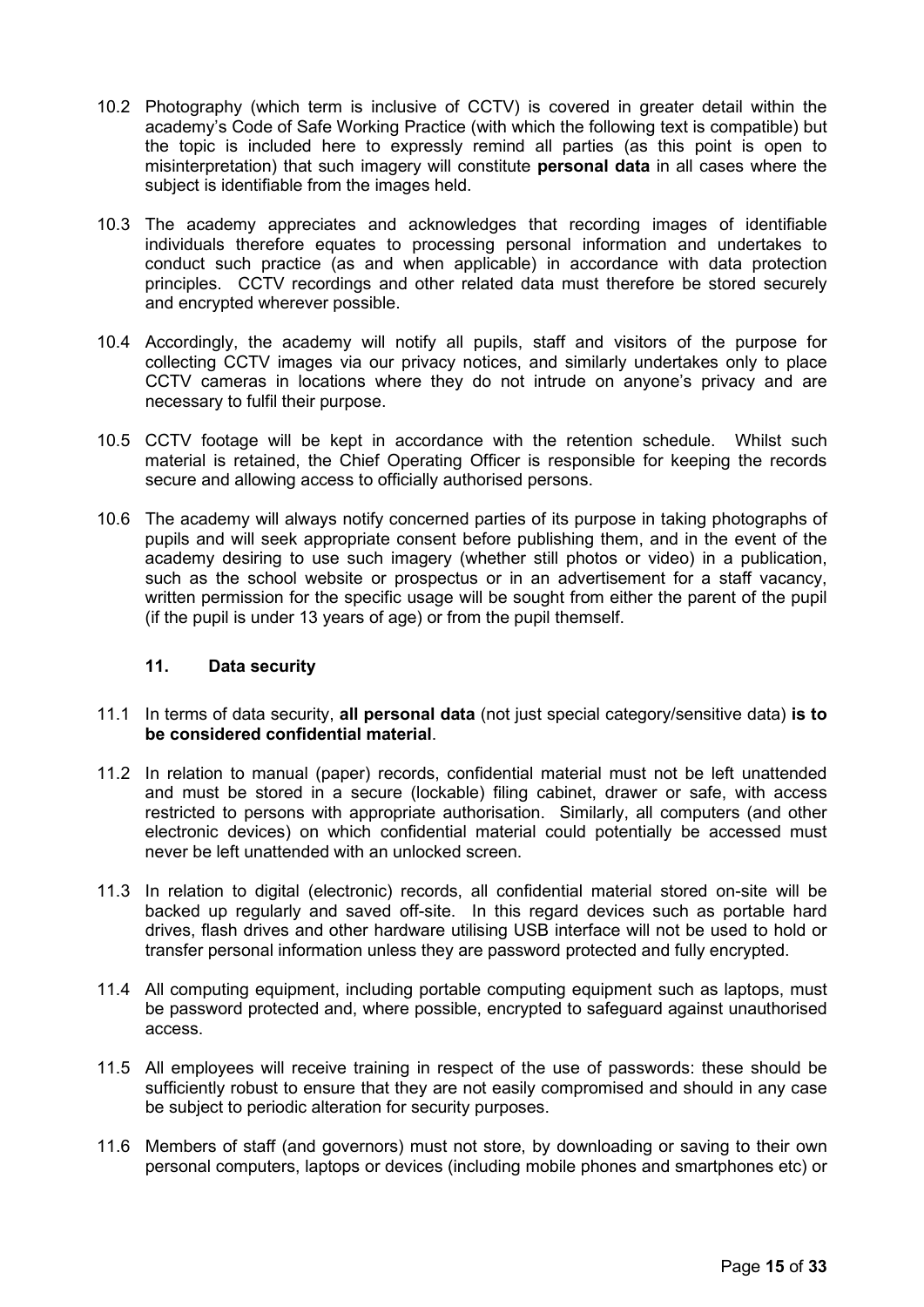10.2 Photography (which term is inclusive of CCTV) is covered in greater detail within the academy's Code of Safe Working Practice (with which the following text is compatible) but the topic is included here to expressly remind all parties (as this point is open to misinterpretation) that such imagery will constitute **personal data** in all cases where the subject is identifiable from the images held.

10.3 The academy appreciates and acknowledges that recording images of identifiable individuals therefore equates to processing personal information and undertakes to conduct such practice (as and when applicable) in accordance with data protection principles. CCTV recordings and other related data must therefore be stored securely and encrypted wherever possible.

10.4 Accordingly, the academy will notify all pupils, staff and visitors of the purpose for collecting CCTV images via our privacy notices, and similarly undertakes only to place CCTV cameras in locations where they do not intrude on anyone's privacy and are necessary to fulfil their purpose.

10.5 CCTV footage will be kept in accordance with the retention schedule. Whilst such material is retained, the Chief Operating Officer is responsible for keeping the records secure and allowing access to officially authorised persons.

10.6 The academy will always notify concerned parties of its purpose in taking photographs of pupils and will seek appropriate consent before publishing them, and in the event of the academy desiring to use such imagery (whether still photos or video) in a publication, such as the school website or prospectus or in an advertisement for a staff vacancy, written permission for the specific usage will be sought from either the parent of the pupil (if the pupil is under 13 years of age) or from the pupil themself.

## 11. Data security

11.1 In terms of data security, **all personal data** (not just special category/sensitive data) **is to be considered confidential material**.

11.2 In relation to manual (paper) records, confidential material must not be left unattended and must be stored in a secure (lockable) filing cabinet, drawer or safe, with access restricted to persons with appropriate authorisation. Similarly, all computers (and other electronic devices) on which confidential material could potentially be accessed must never be left unattended with an unlocked screen.

11.3 In relation to digital (electronic) records, all confidential material stored on-site will be backed up regularly and saved off-site. In this regard devices such as portable hard drives, flash drives and other hardware utilising USB interface will not be used to hold or transfer personal information unless they are password protected and fully encrypted.

11.4 All computing equipment, including portable computing equipment such as laptops, must be password protected and, where possible, encrypted to safeguard against unauthorised access.

11.5 All employees will receive training in respect of the use of passwords: these should be sufficiently robust to ensure that they are not easily compromised and should in any case be subject to periodic alteration for security purposes.

11.6 Members of staff (and governors) must not store, by downloading or saving to their own personal computers, laptops or devices (including mobile phones and smartphones etc) or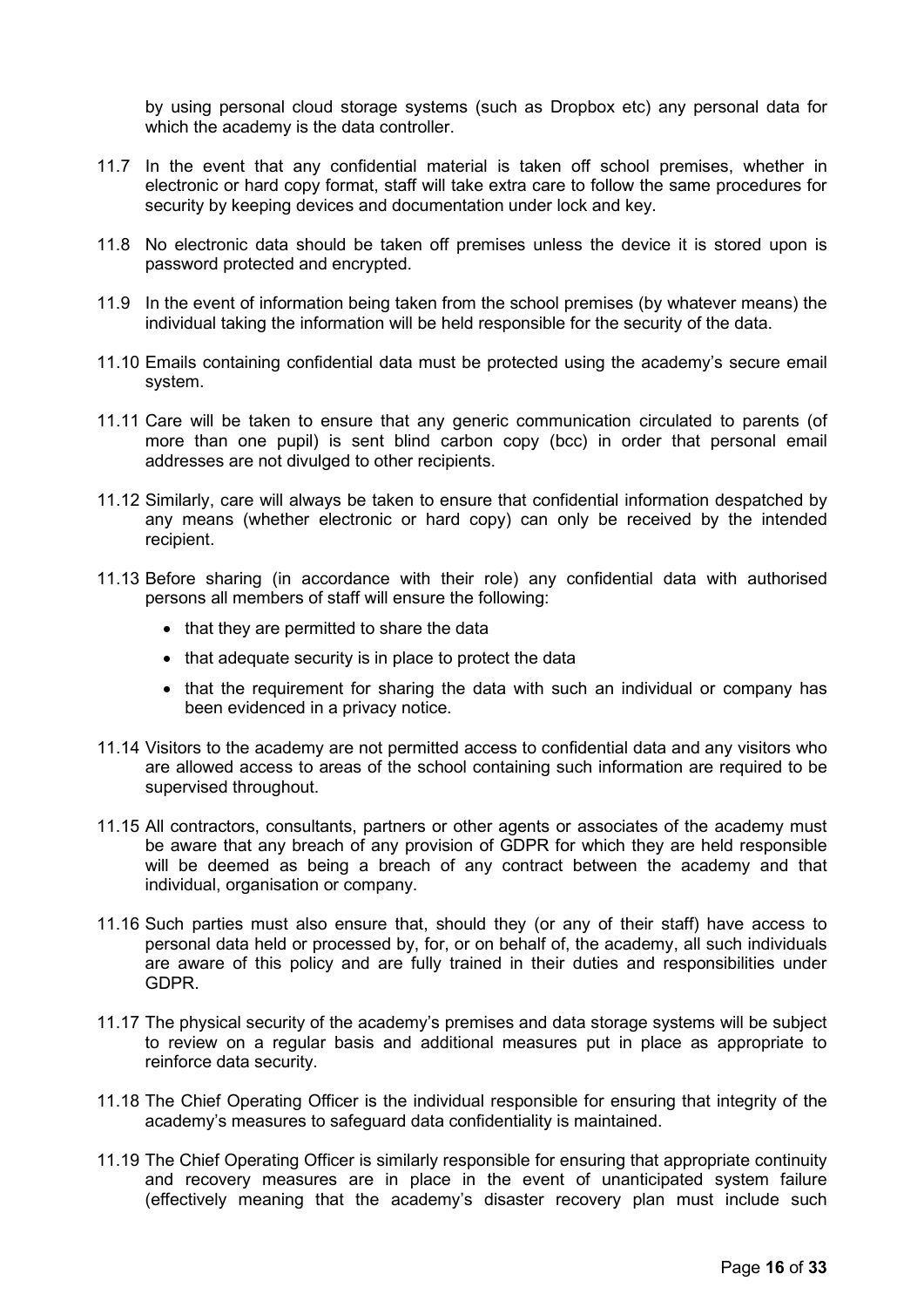by using personal cloud storage systems (such as Dropbox etc) any personal data for which the academy is the data controller.

11.7 In the event that any confidential material is taken off school premises, whether in electronic or hard copy format, staff will take extra care to follow the same procedures for security by keeping devices and documentation under lock and key.

11.8 No electronic data should be taken off premises unless the device it is stored upon is password protected and encrypted.

11.9 In the event of information being taken from the school premises (by whatever means) the individual taking the information will be held responsible for the security of the data.

11.10 Emails containing confidential data must be protected using the academy's secure email system.

11.11 Care will be taken to ensure that any generic communication circulated to parents (of more than one pupil) is sent blind carbon copy (bcc) in order that personal email addresses are not divulged to other recipients.

11.12 Similarly, care will always be taken to ensure that confidential information despatched by any means (whether electronic or hard copy) can only be received by the intended recipient.

11.13 Before sharing (in accordance with their role) any confidential data with authorised persons all members of staff will ensure the following:

- that they are permitted to share the data
- that adequate security is in place to protect the data
- that the requirement for sharing the data with such an individual or company has been evidenced in a privacy notice.

11.14 Visitors to the academy are not permitted access to confidential data and any visitors who are allowed access to areas of the school containing such information are required to be supervised throughout.

11.15 All contractors, consultants, partners or other agents or associates of the academy must be aware that any breach of any provision of GDPR for which they are held responsible will be deemed as being a breach of any contract between the academy and that individual, organisation or company.

11.16 Such parties must also ensure that, should they (or any of their staff) have access to personal data held or processed by, for, or on behalf of, the academy, all such individuals are aware of this policy and are fully trained in their duties and responsibilities under GDPR.

11.17 The physical security of the academy's premises and data storage systems will be subject to review on a regular basis and additional measures put in place as appropriate to reinforce data security.

11.18 The Chief Operating Officer is the individual responsible for ensuring that integrity of the academy's measures to safeguard data confidentiality is maintained.

11.19 The Chief Operating Officer is similarly responsible for ensuring that appropriate continuity and recovery measures are in place in the event of unanticipated system failure (effectively meaning that the academy's disaster recovery plan must include such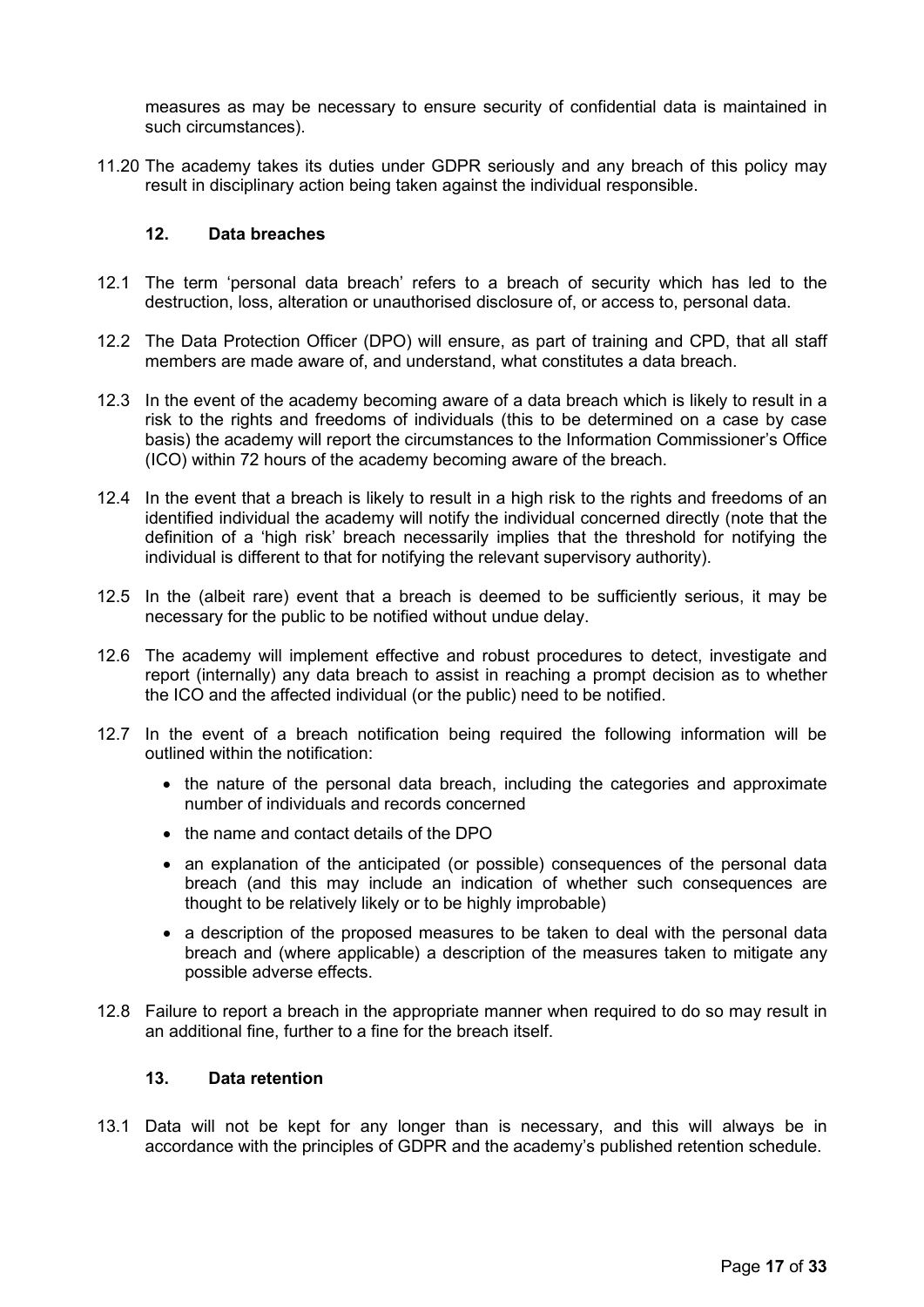measures as may be necessary to ensure security of confidential data is maintained in such circumstances).

11.20 The academy takes its duties under GDPR seriously and any breach of this policy may result in disciplinary action being taken against the individual responsible.

## 12. Data breaches

12.1 The term 'personal data breach' refers to a breach of security which has led to the destruction, loss, alteration or unauthorised disclosure of, or access to, personal data.

12.2 The Data Protection Officer (DPO) will ensure, as part of training and CPD, that all staff members are made aware of, and understand, what constitutes a data breach.

12.3 In the event of the academy becoming aware of a data breach which is likely to result in a risk to the rights and freedoms of individuals (this to be determined on a case by case basis) the academy will report the circumstances to the Information Commissioner's Office (ICO) within 72 hours of the academy becoming aware of the breach.

12.4 In the event that a breach is likely to result in a high risk to the rights and freedoms of an identified individual the academy will notify the individual concerned directly (note that the definition of a 'high risk' breach necessarily implies that the threshold for notifying the individual is different to that for notifying the relevant supervisory authority).

12.5 In the (albeit rare) event that a breach is deemed to be sufficiently serious, it may be necessary for the public to be notified without undue delay.

12.6 The academy will implement effective and robust procedures to detect, investigate and report (internally) any data breach to assist in reaching a prompt decision as to whether the ICO and the affected individual (or the public) need to be notified.

12.7 In the event of a breach notification being required the following information will be outlined within the notification:

- the nature of the personal data breach, including the categories and approximate number of individuals and records concerned
- the name and contact details of the DPO
- an explanation of the anticipated (or possible) consequences of the personal data breach (and this may include an indication of whether such consequences are thought to be relatively likely or to be highly improbable)
- a description of the proposed measures to be taken to deal with the personal data breach and (where applicable) a description of the measures taken to mitigate any possible adverse effects.

12.8 Failure to report a breach in the appropriate manner when required to do so may result in an additional fine, further to a fine for the breach itself.

## 13. Data retention

13.1 Data will not be kept for any longer than is necessary, and this will always be in accordance with the principles of GDPR and the academy's published retention schedule.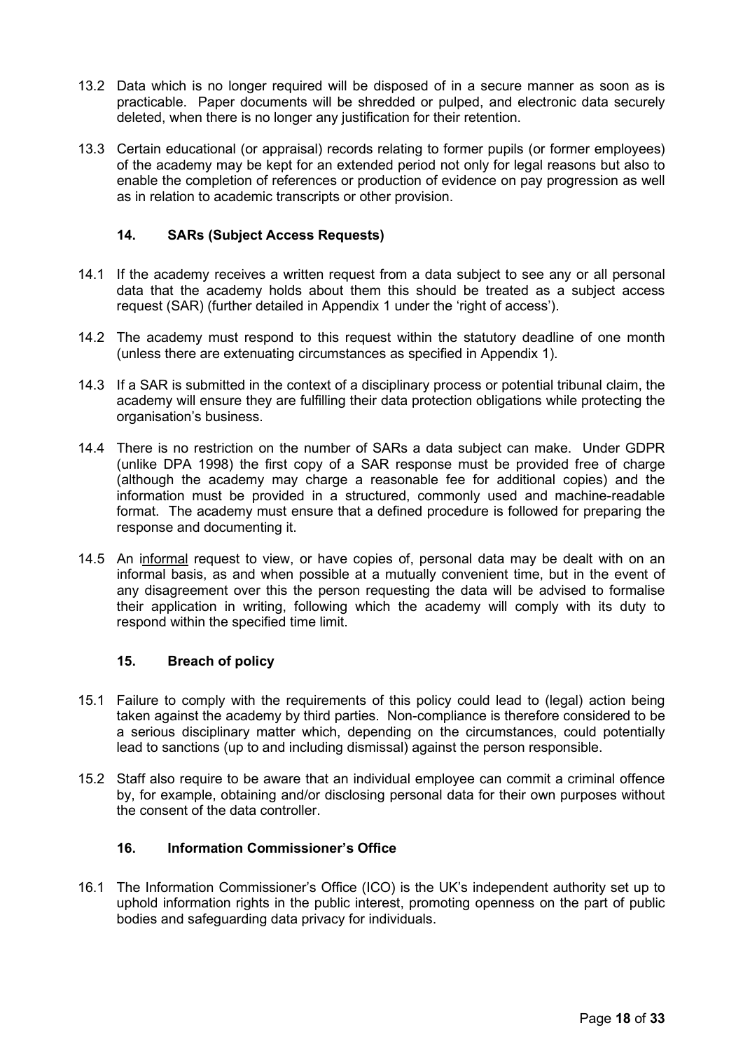13.2 Data which is no longer required will be disposed of in a secure manner as soon as is practicable. Paper documents will be shredded or pulped, and electronic data securely deleted, when there is no longer any justification for their retention.

13.3 Certain educational (or appraisal) records relating to former pupils (or former employees) of the academy may be kept for an extended period not only for legal reasons but also to enable the completion of references or production of evidence on pay progression as well as in relation to academic transcripts or other provision.

## 14. SARs (Subject Access Requests)

14.1 If the academy receives a written request from a data subject to see any or all personal data that the academy holds about them this should be treated as a subject access request (SAR) (further detailed in Appendix 1 under the 'right of access').

14.2 The academy must respond to this request within the statutory deadline of one month (unless there are extenuating circumstances as specified in Appendix 1).

14.3 If a SAR is submitted in the context of a disciplinary process or potential tribunal claim, the academy will ensure they are fulfilling their data protection obligations while protecting the organisation's business.

14.4 There is no restriction on the number of SARs a data subject can make. Under GDPR (unlike DPA 1998) the first copy of a SAR response must be provided free of charge (although the academy may charge a reasonable fee for additional copies) and the information must be provided in a structured, commonly used and machine-readable format. The academy must ensure that a defined procedure is followed for preparing the response and documenting it.

14.5 An <u>informal</u> request to view, or have copies of, personal data may be dealt with on an informal basis, as and when possible at a mutually convenient time, but in the event of any disagreement over this the person requesting the data will be advised to formalise their application in writing, following which the academy will comply with its duty to respond within the specified time limit.

## 15. Breach of policy

15.1 Failure to comply with the requirements of this policy could lead to (legal) action being taken against the academy by third parties. Non-compliance is therefore considered to be a serious disciplinary matter which, depending on the circumstances, could potentially lead to sanctions (up to and including dismissal) against the person responsible.

15.2 Staff also require to be aware that an individual employee can commit a criminal offence by, for example, obtaining and/or disclosing personal data for their own purposes without the consent of the data controller.

## 16. Information Commissioner's Office

16.1 The Information Commissioner's Office (ICO) is the UK's independent authority set up to uphold information rights in the public interest, promoting openness on the part of public bodies and safeguarding data privacy for individuals.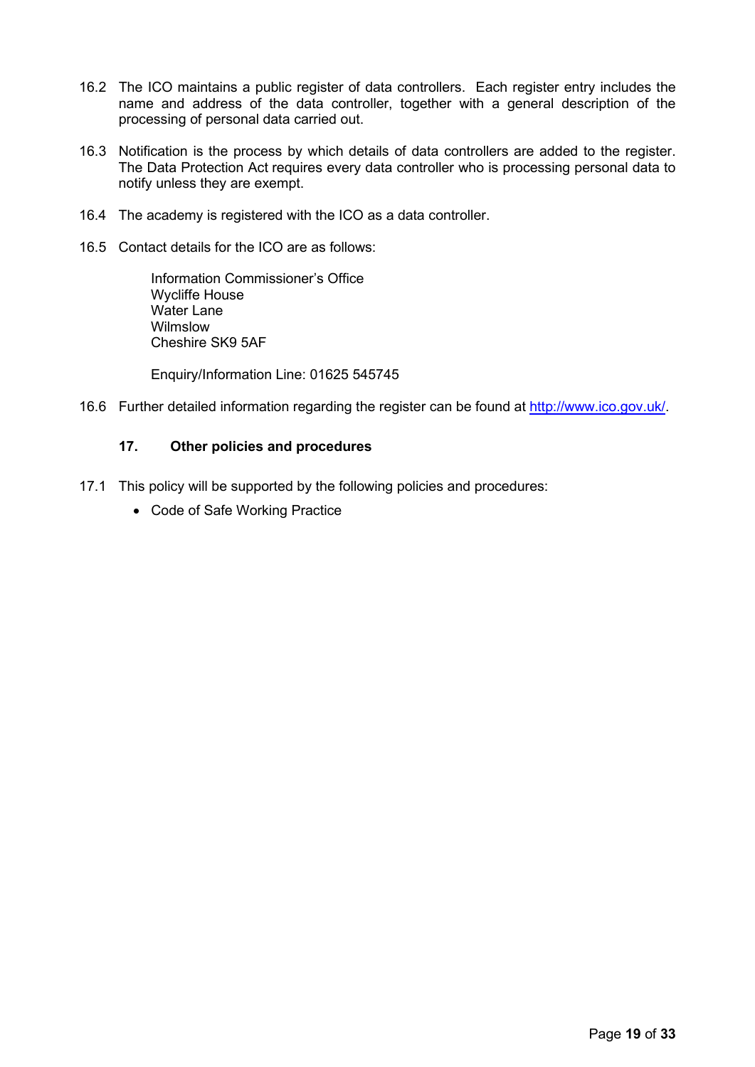16.2 The ICO maintains a public register of data controllers. Each register entry includes the name and address of the data controller, together with a general description of the processing of personal data carried out.

16.3 Notification is the process by which details of data controllers are added to the register. The Data Protection Act requires every data controller who is processing personal data to notify unless they are exempt.

16.4 The academy is registered with the ICO as a data controller.

16.5 Contact details for the ICO are as follows:

Information Commissioner's Office
Wycliffe House
Water Lane
Wilmslow
Cheshire SK9 5AF

Enquiry/Information Line: 01625 545745

16.6 Further detailed information regarding the register can be found at [http://www.ico.gov.uk/](http://www.ico.gov.uk/).

## 17. Other policies and procedures

17.1 This policy will be supported by the following policies and procedures:

- Code of Safe Working Practice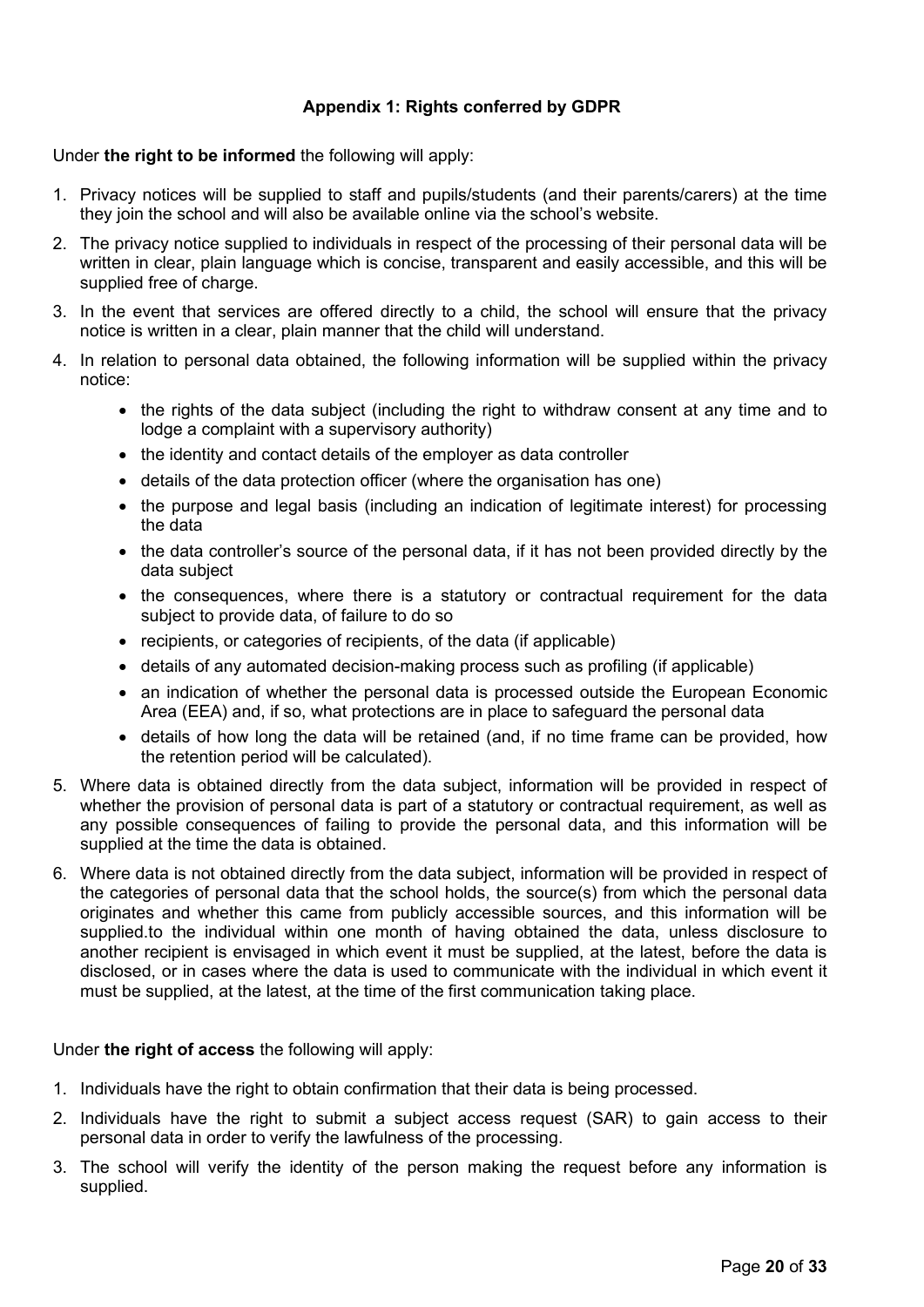**Appendix 1: Rights conferred by GDPR**

Under **the right to be informed** the following will apply:

1. Privacy notices will be supplied to staff and pupils/students (and their parents/carers) at the time they join the school and will also be available online via the school's website.
2. The privacy notice supplied to individuals in respect of the processing of their personal data will be written in clear, plain language which is concise, transparent and easily accessible, and this will be supplied free of charge.
3. In the event that services are offered directly to a child, the school will ensure that the privacy notice is written in a clear, plain manner that the child will understand.
4. In relation to personal data obtained, the following information will be supplied within the privacy notice:
    - the rights of the data subject (including the right to withdraw consent at any time and to lodge a complaint with a supervisory authority)
    - the identity and contact details of the employer as data controller
    - details of the data protection officer (where the organisation has one)
    - the purpose and legal basis (including an indication of legitimate interest) for processing the data
    - the data controller's source of the personal data, if it has not been provided directly by the data subject
    - the consequences, where there is a statutory or contractual requirement for the data subject to provide data, of failure to do so
    - recipients, or categories of recipients, of the data (if applicable)
    - details of any automated decision-making process such as profiling (if applicable)
    - an indication of whether the personal data is processed outside the European Economic Area (EEA) and, if so, what protections are in place to safeguard the personal data
    - details of how long the data will be retained (and, if no time frame can be provided, how the retention period will be calculated).
5. Where data is obtained directly from the data subject, information will be provided in respect of whether the provision of personal data is part of a statutory or contractual requirement, as well as any possible consequences of failing to provide the personal data, and this information will be supplied at the time the data is obtained.
6. Where data is not obtained directly from the data subject, information will be provided in respect of the categories of personal data that the school holds, the source(s) from which the personal data originates and whether this came from publicly accessible sources, and this information will be supplied.to the individual within one month of having obtained the data, unless disclosure to another recipient is envisaged in which event it must be supplied, at the latest, before the data is disclosed, or in cases where the data is used to communicate with the individual in which event it must be supplied, at the latest, at the time of the first communication taking place.

Under **the right of access** the following will apply:

1. Individuals have the right to obtain confirmation that their data is being processed.
2. Individuals have the right to submit a subject access request (SAR) to gain access to their personal data in order to verify the lawfulness of the processing.
3. The school will verify the identity of the person making the request before any information is supplied.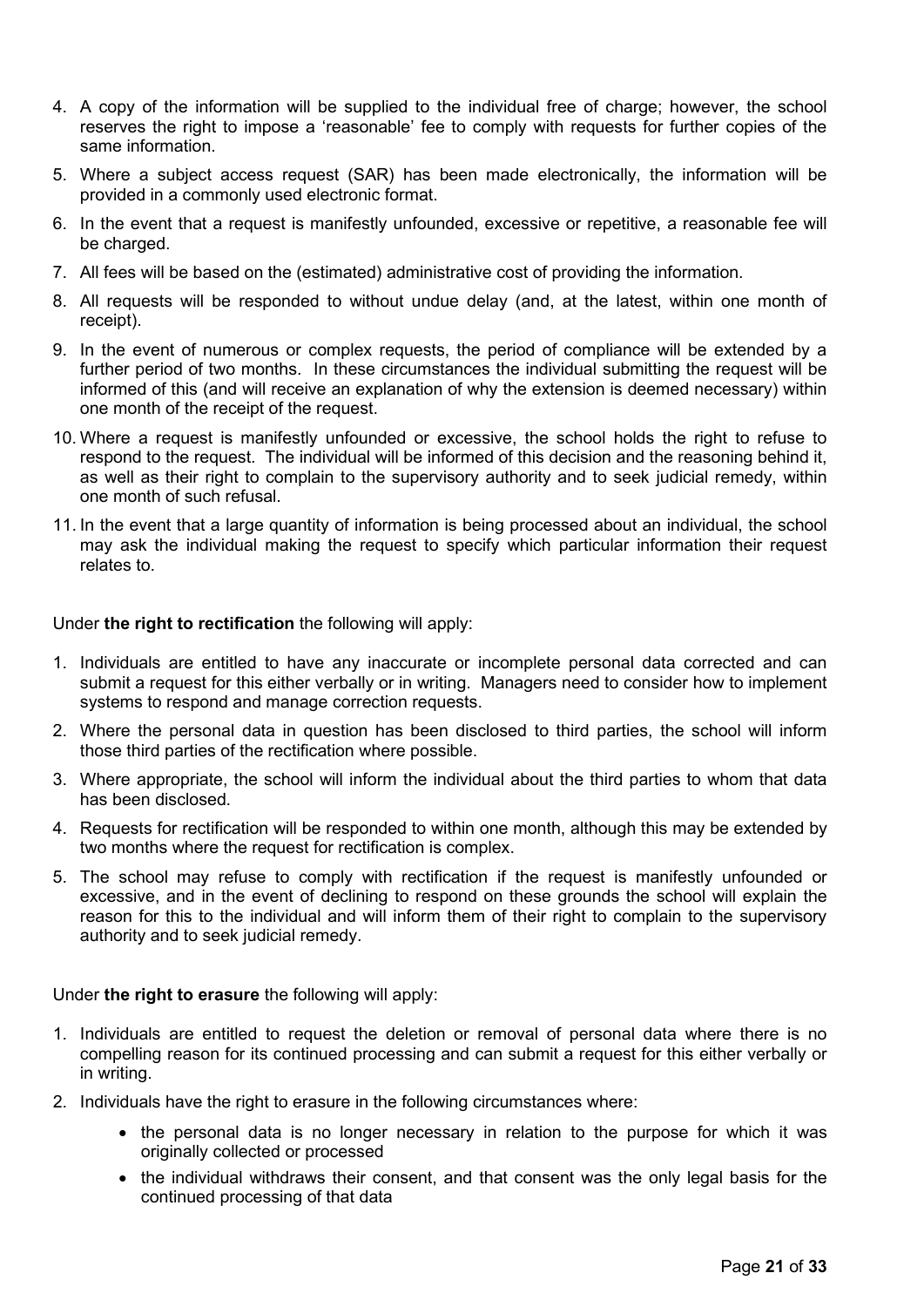4. A copy of the information will be supplied to the individual free of charge; however, the school reserves the right to impose a 'reasonable' fee to comply with requests for further copies of the same information.
5. Where a subject access request (SAR) has been made electronically, the information will be provided in a commonly used electronic format.
6. In the event that a request is manifestly unfounded, excessive or repetitive, a reasonable fee will be charged.
7. All fees will be based on the (estimated) administrative cost of providing the information.
8. All requests will be responded to without undue delay (and, at the latest, within one month of receipt).
9. In the event of numerous or complex requests, the period of compliance will be extended by a further period of two months. In these circumstances the individual submitting the request will be informed of this (and will receive an explanation of why the extension is deemed necessary) within one month of the receipt of the request.
10. Where a request is manifestly unfounded or excessive, the school holds the right to refuse to respond to the request. The individual will be informed of this decision and the reasoning behind it, as well as their right to complain to the supervisory authority and to seek judicial remedy, within one month of such refusal.
11. In the event that a large quantity of information is being processed about an individual, the school may ask the individual making the request to specify which particular information their request relates to.

Under **the right to rectification** the following will apply:

1. Individuals are entitled to have any inaccurate or incomplete personal data corrected and can submit a request for this either verbally or in writing. Managers need to consider how to implement systems to respond and manage correction requests.
2. Where the personal data in question has been disclosed to third parties, the school will inform those third parties of the rectification where possible.
3. Where appropriate, the school will inform the individual about the third parties to whom that data has been disclosed.
4. Requests for rectification will be responded to within one month, although this may be extended by two months where the request for rectification is complex.
5. The school may refuse to comply with rectification if the request is manifestly unfounded or excessive, and in the event of declining to respond on these grounds the school will explain the reason for this to the individual and will inform them of their right to complain to the supervisory authority and to seek judicial remedy.

Under **the right to erasure** the following will apply:

1. Individuals are entitled to request the deletion or removal of personal data where there is no compelling reason for its continued processing and can submit a request for this either verbally or in writing.
2. Individuals have the right to erasure in the following circumstances where:
    - the personal data is no longer necessary in relation to the purpose for which it was originally collected or processed
    - the individual withdraws their consent, and that consent was the only legal basis for the continued processing of that data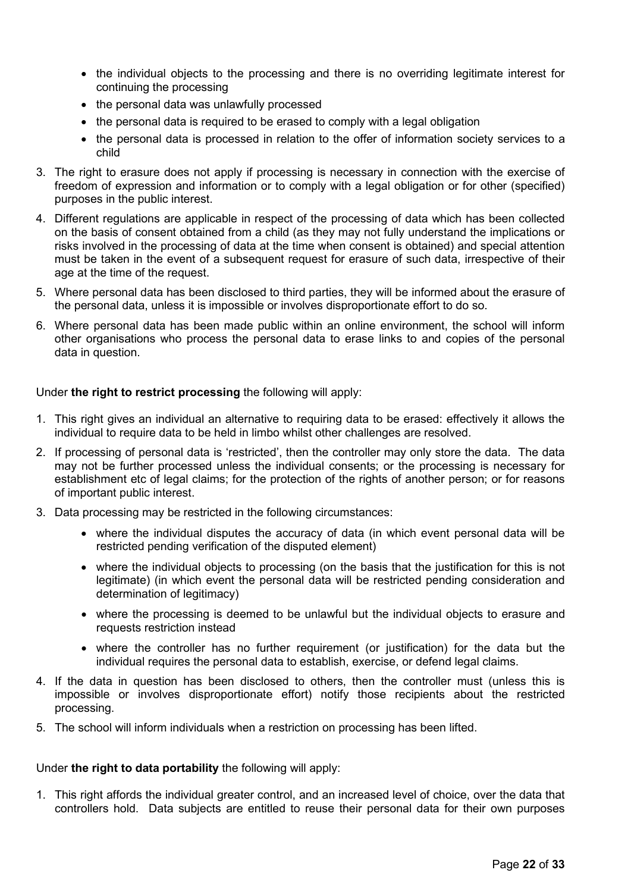- the individual objects to the processing and there is no overriding legitimate interest for continuing the processing
- the personal data was unlawfully processed
- the personal data is required to be erased to comply with a legal obligation
- the personal data is processed in relation to the offer of information society services to a child

3. The right to erasure does not apply if processing is necessary in connection with the exercise of freedom of expression and information or to comply with a legal obligation or for other (specified) purposes in the public interest.
4. Different regulations are applicable in respect of the processing of data which has been collected on the basis of consent obtained from a child (as they may not fully understand the implications or risks involved in the processing of data at the time when consent is obtained) and special attention must be taken in the event of a subsequent request for erasure of such data, irrespective of their age at the time of the request.
5. Where personal data has been disclosed to third parties, they will be informed about the erasure of the personal data, unless it is impossible or involves disproportionate effort to do so.
6. Where personal data has been made public within an online environment, the school will inform other organisations who process the personal data to erase links to and copies of the personal data in question.

Under **the right to restrict processing** the following will apply:

1. This right gives an individual an alternative to requiring data to be erased: effectively it allows the individual to require data to be held in limbo whilst other challenges are resolved.
2. If processing of personal data is 'restricted', then the controller may only store the data. The data may not be further processed unless the individual consents; or the processing is necessary for establishment etc of legal claims; for the protection of the rights of another person; or for reasons of important public interest.
3. Data processing may be restricted in the following circumstances:
   - where the individual disputes the accuracy of data (in which event personal data will be restricted pending verification of the disputed element)
   - where the individual objects to processing (on the basis that the justification for this is not legitimate) (in which event the personal data will be restricted pending consideration and determination of legitimacy)
   - where the processing is deemed to be unlawful but the individual objects to erasure and requests restriction instead
   - where the controller has no further requirement (or justification) for the data but the individual requires the personal data to establish, exercise, or defend legal claims.
4. If the data in question has been disclosed to others, then the controller must (unless this is impossible or involves disproportionate effort) notify those recipients about the restricted processing.
5. The school will inform individuals when a restriction on processing has been lifted.

Under **the right to data portability** the following will apply:

1. This right affords the individual greater control, and an increased level of choice, over the data that controllers hold. Data subjects are entitled to reuse their personal data for their own purposes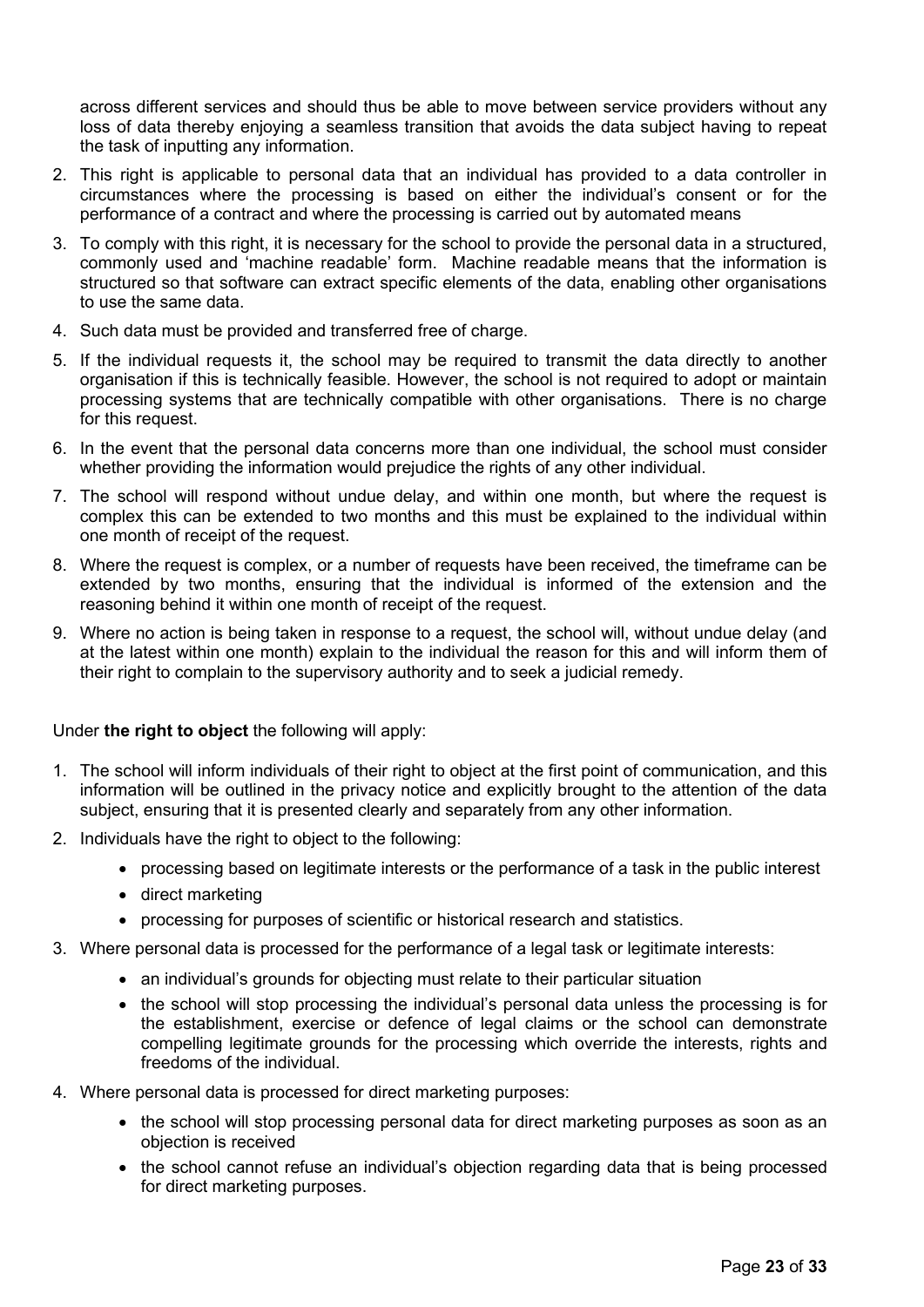across different services and should thus be able to move between service providers without any loss of data thereby enjoying a seamless transition that avoids the data subject having to repeat the task of inputting any information.

2. This right is applicable to personal data that an individual has provided to a data controller in circumstances where the processing is based on either the individual's consent or for the performance of a contract and where the processing is carried out by automated means
3. To comply with this right, it is necessary for the school to provide the personal data in a structured, commonly used and 'machine readable' form. Machine readable means that the information is structured so that software can extract specific elements of the data, enabling other organisations to use the same data.
4. Such data must be provided and transferred free of charge.
5. If the individual requests it, the school may be required to transmit the data directly to another organisation if this is technically feasible. However, the school is not required to adopt or maintain processing systems that are technically compatible with other organisations. There is no charge for this request.
6. In the event that the personal data concerns more than one individual, the school must consider whether providing the information would prejudice the rights of any other individual.
7. The school will respond without undue delay, and within one month, but where the request is complex this can be extended to two months and this must be explained to the individual within one month of receipt of the request.
8. Where the request is complex, or a number of requests have been received, the timeframe can be extended by two months, ensuring that the individual is informed of the extension and the reasoning behind it within one month of receipt of the request.
9. Where no action is being taken in response to a request, the school will, without undue delay (and at the latest within one month) explain to the individual the reason for this and will inform them of their right to complain to the supervisory authority and to seek a judicial remedy.

Under **the right to object** the following will apply:

1. The school will inform individuals of their right to object at the first point of communication, and this information will be outlined in the privacy notice and explicitly brought to the attention of the data subject, ensuring that it is presented clearly and separately from any other information.
2. Individuals have the right to object to the following:
   - processing based on legitimate interests or the performance of a task in the public interest
   - direct marketing
   - processing for purposes of scientific or historical research and statistics.
3. Where personal data is processed for the performance of a legal task or legitimate interests:
   - an individual's grounds for objecting must relate to their particular situation
   - the school will stop processing the individual's personal data unless the processing is for the establishment, exercise or defence of legal claims or the school can demonstrate compelling legitimate grounds for the processing which override the interests, rights and freedoms of the individual.
4. Where personal data is processed for direct marketing purposes:
   - the school will stop processing personal data for direct marketing purposes as soon as an objection is received
   - the school cannot refuse an individual's objection regarding data that is being processed for direct marketing purposes.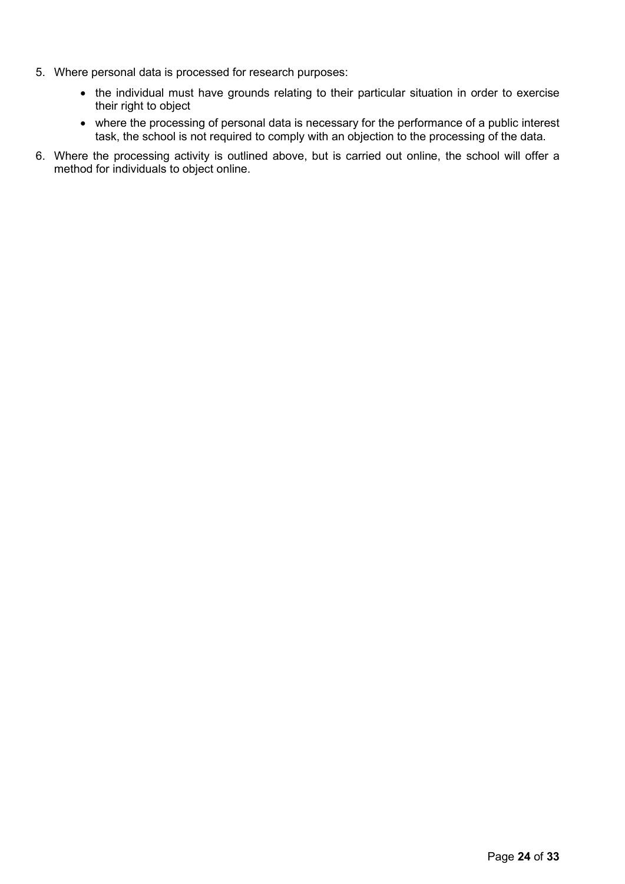5. Where personal data is processed for research purposes:
    - the individual must have grounds relating to their particular situation in order to exercise their right to object
    - where the processing of personal data is necessary for the performance of a public interest task, the school is not required to comply with an objection to the processing of the data.
6. Where the processing activity is outlined above, but is carried out online, the school will offer a method for individuals to object online.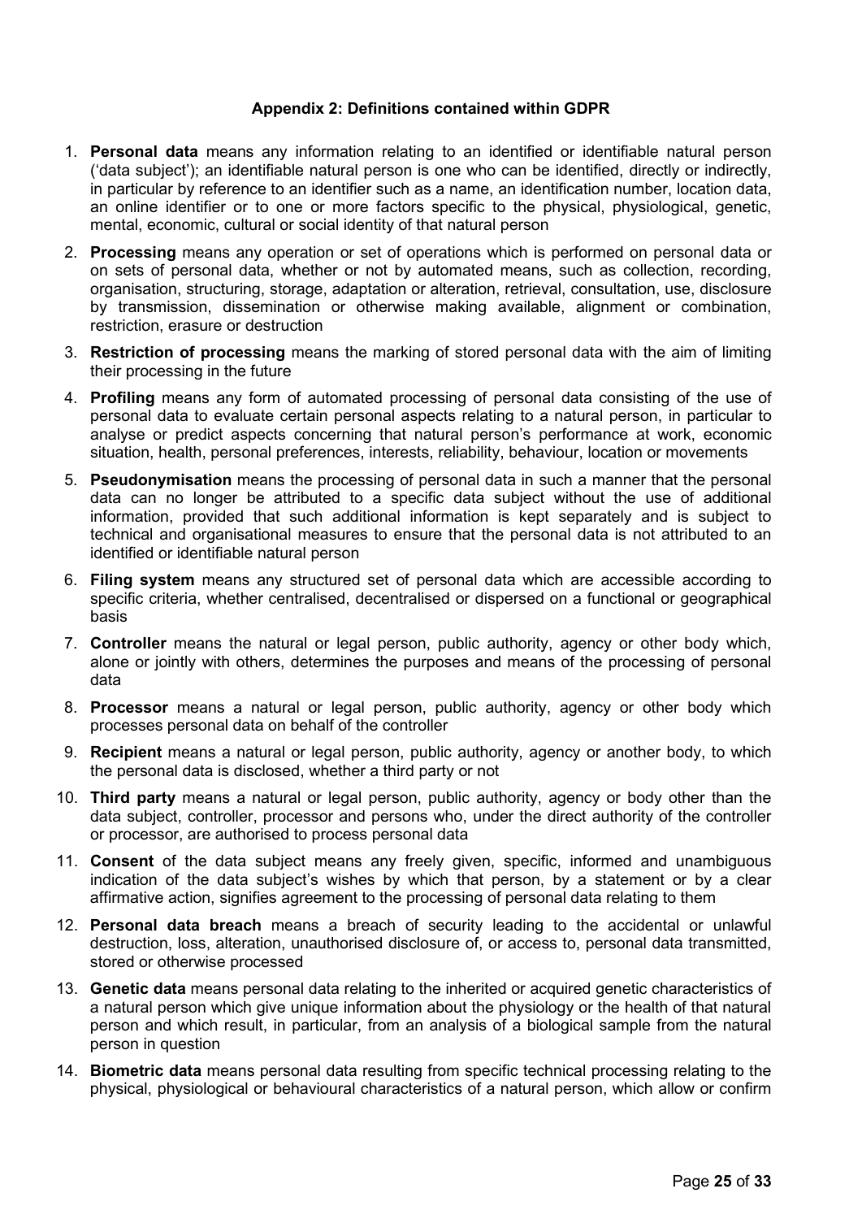### Appendix 2: Definitions contained within GDPR

1. **Personal data** means any information relating to an identified or identifiable natural person ('data subject'); an identifiable natural person is one who can be identified, directly or indirectly, in particular by reference to an identifier such as a name, an identification number, location data, an online identifier or to one or more factors specific to the physical, physiological, genetic, mental, economic, cultural or social identity of that natural person
2. **Processing** means any operation or set of operations which is performed on personal data or on sets of personal data, whether or not by automated means, such as collection, recording, organisation, structuring, storage, adaptation or alteration, retrieval, consultation, use, disclosure by transmission, dissemination or otherwise making available, alignment or combination, restriction, erasure or destruction
3. **Restriction of processing** means the marking of stored personal data with the aim of limiting their processing in the future
4. **Profiling** means any form of automated processing of personal data consisting of the use of personal data to evaluate certain personal aspects relating to a natural person, in particular to analyse or predict aspects concerning that natural person's performance at work, economic situation, health, personal preferences, interests, reliability, behaviour, location or movements
5. **Pseudonymisation** means the processing of personal data in such a manner that the personal data can no longer be attributed to a specific data subject without the use of additional information, provided that such additional information is kept separately and is subject to technical and organisational measures to ensure that the personal data is not attributed to an identified or identifiable natural person
6. **Filing system** means any structured set of personal data which are accessible according to specific criteria, whether centralised, decentralised or dispersed on a functional or geographical basis
7. **Controller** means the natural or legal person, public authority, agency or other body which, alone or jointly with others, determines the purposes and means of the processing of personal data
8. **Processor** means a natural or legal person, public authority, agency or other body which processes personal data on behalf of the controller
9. **Recipient** means a natural or legal person, public authority, agency or another body, to which the personal data is disclosed, whether a third party or not
10. **Third party** means a natural or legal person, public authority, agency or body other than the data subject, controller, processor and persons who, under the direct authority of the controller or processor, are authorised to process personal data
11. **Consent** of the data subject means any freely given, specific, informed and unambiguous indication of the data subject's wishes by which that person, by a statement or by a clear affirmative action, signifies agreement to the processing of personal data relating to them
12. **Personal data breach** means a breach of security leading to the accidental or unlawful destruction, loss, alteration, unauthorised disclosure of, or access to, personal data transmitted, stored or otherwise processed
13. **Genetic data** means personal data relating to the inherited or acquired genetic characteristics of a natural person which give unique information about the physiology or the health of that natural person and which result, in particular, from an analysis of a biological sample from the natural person in question
14. **Biometric data** means personal data resulting from specific technical processing relating to the physical, physiological or behavioural characteristics of a natural person, which allow or confirm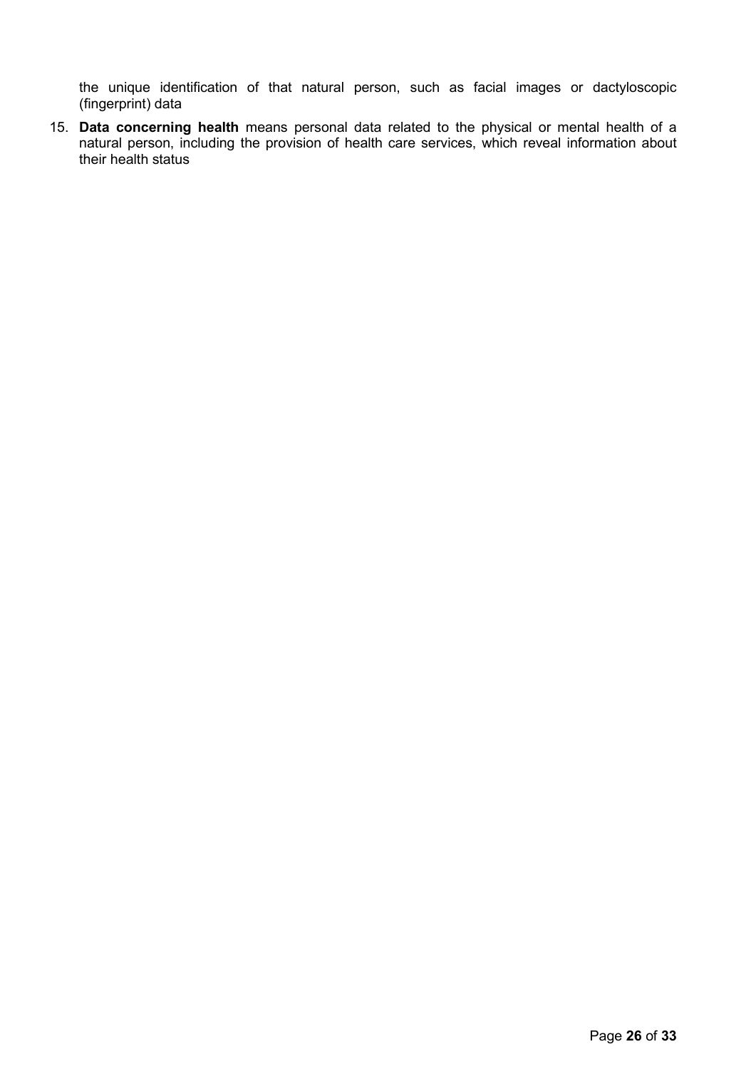the unique identification of that natural person, such as facial images or dactyloscopic (fingerprint) data

15. **Data concerning health** means personal data related to the physical or mental health of a natural person, including the provision of health care services, which reveal information about their health status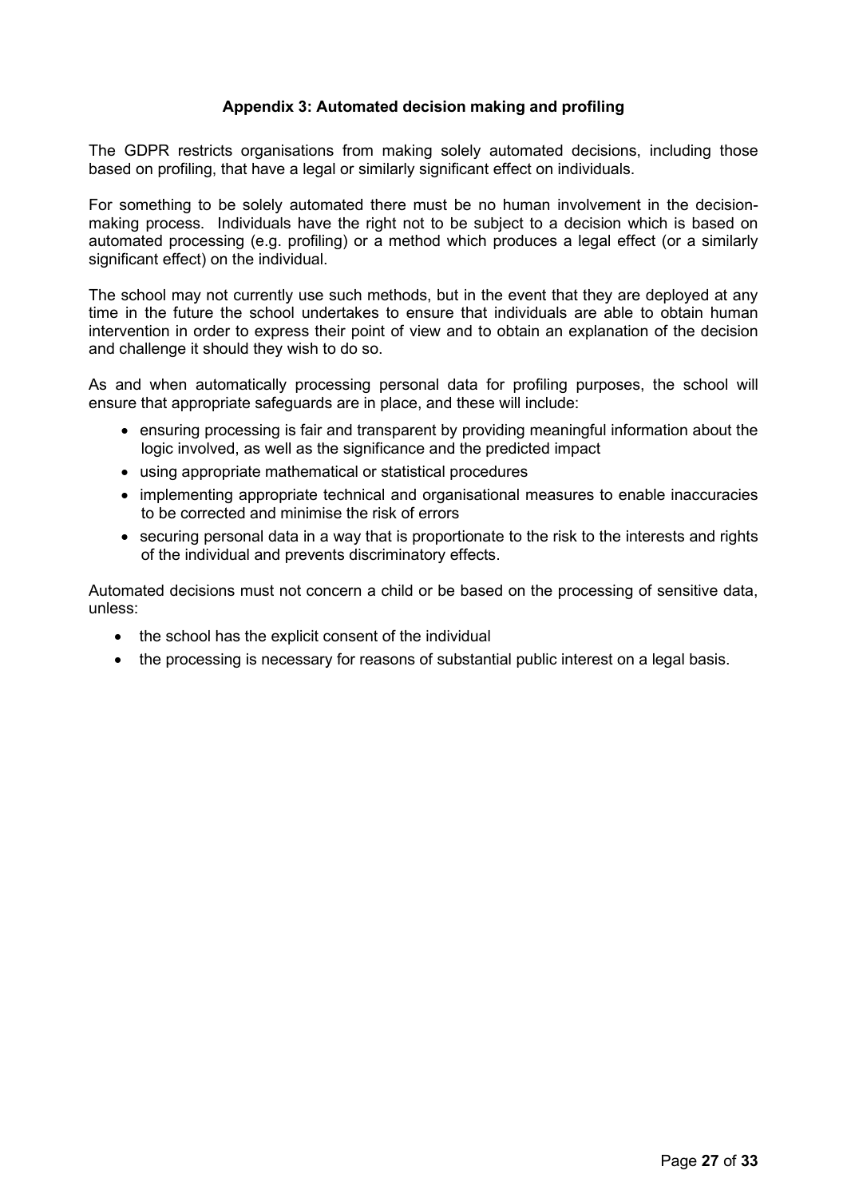### Appendix 3: Automated decision making and profiling

The GDPR restricts organisations from making solely automated decisions, including those based on profiling, that have a legal or similarly significant effect on individuals.

For something to be solely automated there must be no human involvement in the decision-making process. Individuals have the right not to be subject to a decision which is based on automated processing (e.g. profiling) or a method which produces a legal effect (or a similarly significant effect) on the individual.

The school may not currently use such methods, but in the event that they are deployed at any time in the future the school undertakes to ensure that individuals are able to obtain human intervention in order to express their point of view and to obtain an explanation of the decision and challenge it should they wish to do so.

As and when automatically processing personal data for profiling purposes, the school will ensure that appropriate safeguards are in place, and these will include:

- ensuring processing is fair and transparent by providing meaningful information about the logic involved, as well as the significance and the predicted impact
- using appropriate mathematical or statistical procedures
- implementing appropriate technical and organisational measures to enable inaccuracies to be corrected and minimise the risk of errors
- securing personal data in a way that is proportionate to the risk to the interests and rights of the individual and prevents discriminatory effects.

Automated decisions must not concern a child or be based on the processing of sensitive data, unless:

- the school has the explicit consent of the individual
- the processing is necessary for reasons of substantial public interest on a legal basis.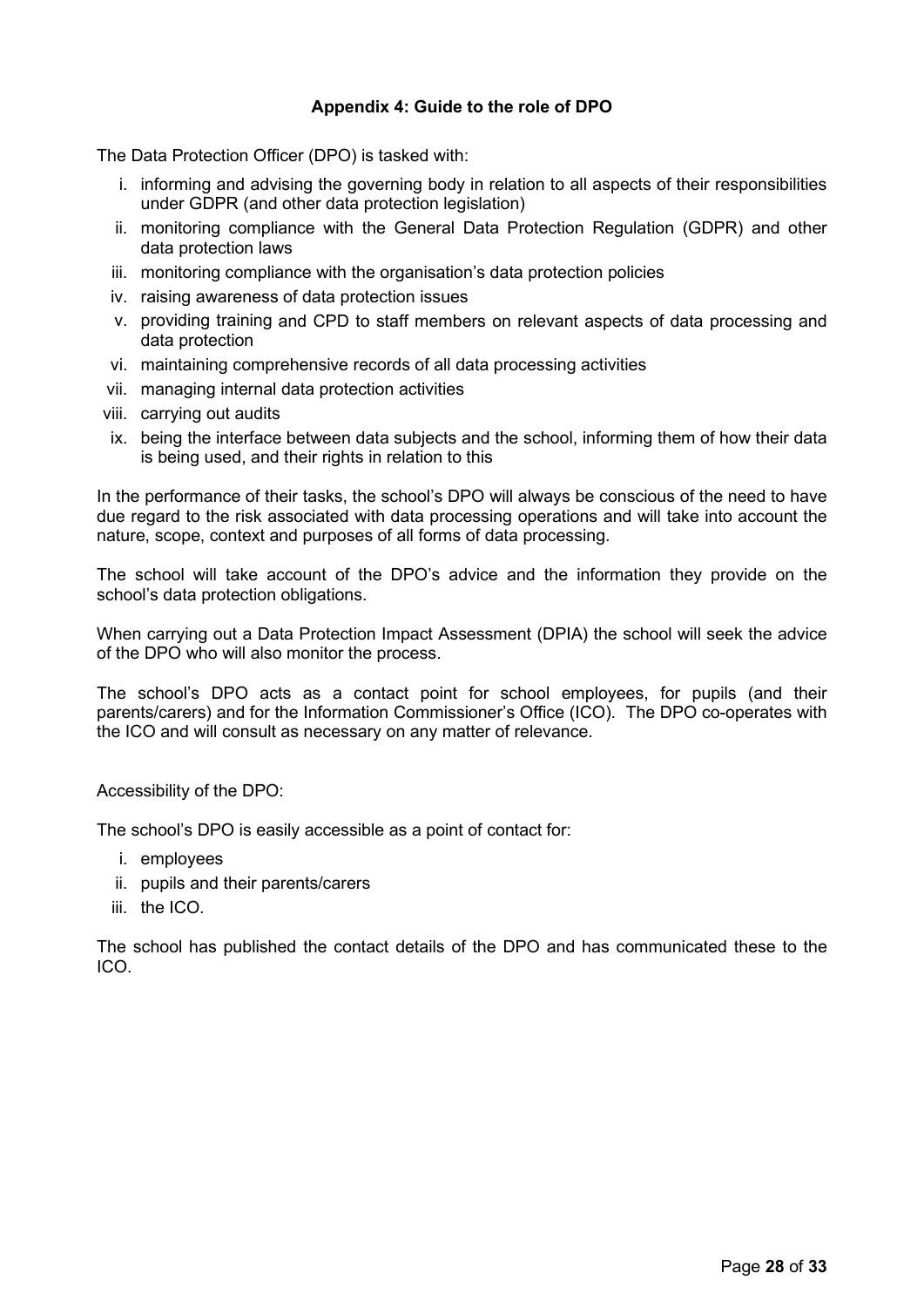### Appendix 4: Guide to the role of DPO

The Data Protection Officer (DPO) is tasked with:

i. informing and advising the governing body in relation to all aspects of their responsibilities under GDPR (and other data protection legislation)
ii. monitoring compliance with the General Data Protection Regulation (GDPR) and other data protection laws
iii. monitoring compliance with the organisation's data protection policies
iv. raising awareness of data protection issues
v. providing training and CPD to staff members on relevant aspects of data processing and data protection
vi. maintaining comprehensive records of all data processing activities
vii. managing internal data protection activities
viii. carrying out audits
ix. being the interface between data subjects and the school, informing them of how their data is being used, and their rights in relation to this

In the performance of their tasks, the school's DPO will always be conscious of the need to have due regard to the risk associated with data processing operations and will take into account the nature, scope, context and purposes of all forms of data processing.

The school will take account of the DPO's advice and the information they provide on the school's data protection obligations.

When carrying out a Data Protection Impact Assessment (DPIA) the school will seek the advice of the DPO who will also monitor the process.

The school's DPO acts as a contact point for school employees, for pupils (and their parents/carers) and for the Information Commissioner's Office (ICO). The DPO co-operates with the ICO and will consult as necessary on any matter of relevance.

Accessibility of the DPO:

The school's DPO is easily accessible as a point of contact for:

i. employees
ii. pupils and their parents/carers
iii. the ICO.

The school has published the contact details of the DPO and has communicated these to the ICO.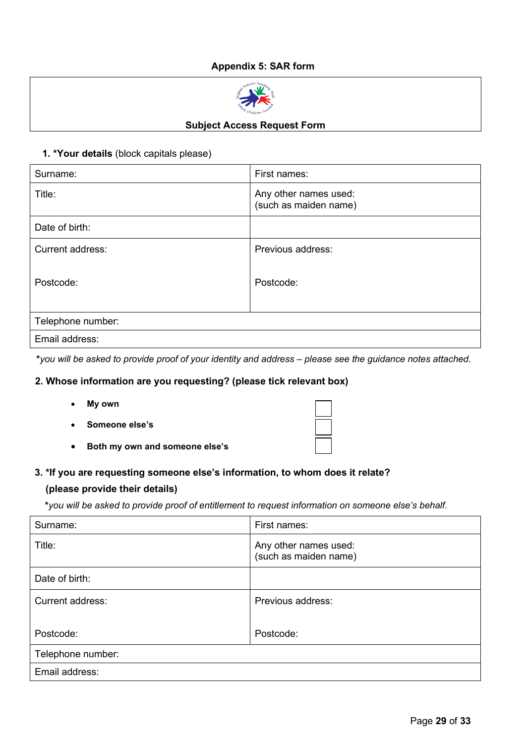## Appendix 5: SAR form

**Subject Access Request Form**

**1. *Your details** (block capitals please)

| Surname: | First names: |
|---|---|
| Title: | Any other names used: (such as maiden name) |
| Date of birth: | |
| Current address: <br><br> Postcode: | Previous address: <br><br> Postcode: |
| Telephone number: | |
| Email address: | |

*\*you will be asked to provide proof of your identity and address – please see the guidance notes attached.*

**2. Whose information are you requesting? (please tick relevant box)**

- **My own** ☐
- **Someone else's** ☐
- **Both my own and someone else's** ☐

**3. *If you are requesting someone else's information, to whom does it relate? (please provide their details)**

*\*you will be asked to provide proof of entitlement to request information on someone else's behalf.*

| Surname: | First names: |
|---|---|
| Title: | Any other names used: (such as maiden name) |
| Date of birth: | |
| Current address: <br><br> Postcode: | Previous address: <br><br> Postcode: |
| Telephone number: | |
| Email address: | |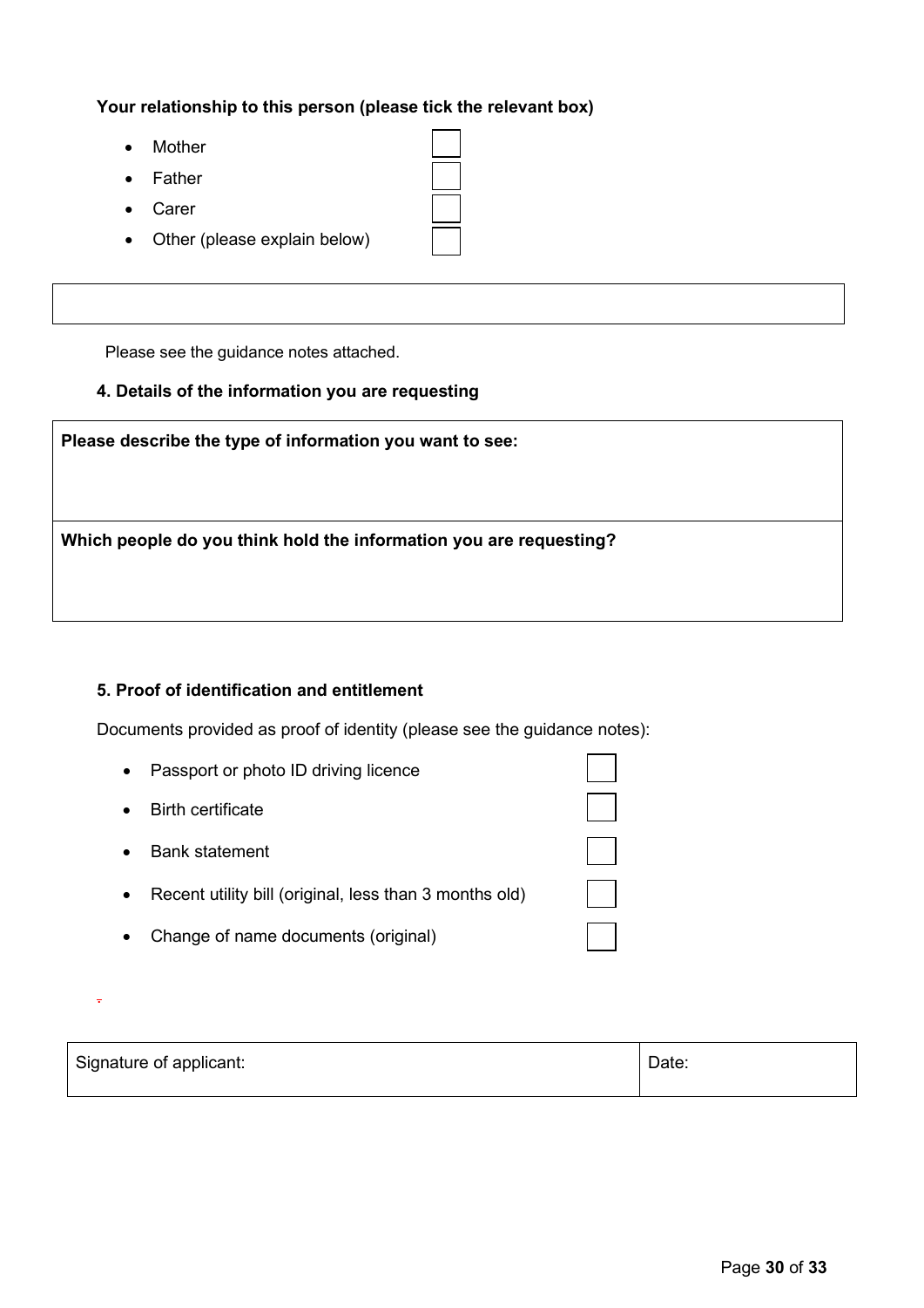**Your relationship to this person (please tick the relevant box)**

- Mother ☐
- Father ☐
- Carer ☐
- Other (please explain below) ☐

| |
|---|
| |

Please see the guidance notes attached.

### 4. Details of the information you are requesting

| **Please describe the type of information you want to see:** |
|---|
| |
| **Which people do you think hold the information you are requesting?** |
| |

### 5. Proof of identification and entitlement

Documents provided as proof of identity (please see the guidance notes):

- Passport or photo ID driving licence ☐
- Birth certificate ☐
- Bank statement ☐
- Recent utility bill (original, less than 3 months old) ☐
- Change of name documents (original) ☐

| Signature of applicant: | Date: |
|---|---|
| | |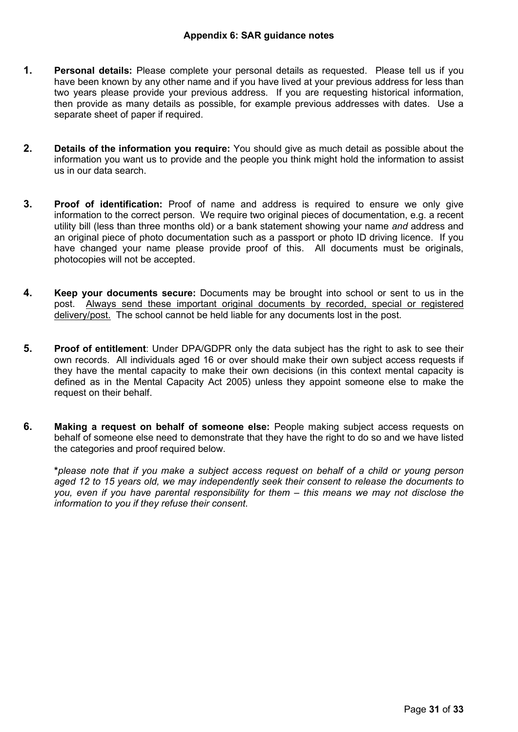### Appendix 6: SAR guidance notes

1. **Personal details:** Please complete your personal details as requested. Please tell us if you have been known by any other name and if you have lived at your previous address for less than two years please provide your previous address. If you are requesting historical information, then provide as many details as possible, for example previous addresses with dates. Use a separate sheet of paper if required.

2. **Details of the information you require:** You should give as much detail as possible about the information you want us to provide and the people you think might hold the information to assist us in our data search.

3. **Proof of identification:** Proof of name and address is required to ensure we only give information to the correct person. We require two original pieces of documentation, e.g. a recent utility bill (less than three months old) or a bank statement showing your name *and* address and an original piece of photo documentation such as a passport or photo ID driving licence. If you have changed your name please provide proof of this. All documents must be originals, photocopies will not be accepted.

4. **Keep your documents secure:** Documents may be brought into school or sent to us in the post. <u>Always send these important original documents by recorded, special or registered delivery/post.</u> The school cannot be held liable for any documents lost in the post.

5. **Proof of entitlement**: Under DPA/GDPR only the data subject has the right to ask to see their own records. All individuals aged 16 or over should make their own subject access requests if they have the mental capacity to make their own decisions (in this context mental capacity is defined as in the Mental Capacity Act 2005) unless they appoint someone else to make the request on their behalf.

6. **Making a request on behalf of someone else:** People making subject access requests on behalf of someone else need to demonstrate that they have the right to do so and we have listed the categories and proof required below.

   **\*** *please note that if you make a subject access request on behalf of a child or young person aged 12 to 15 years old, we may independently seek their consent to release the documents to you, even if you have parental responsibility for them – this means we may not disclose the information to you if they refuse their consent.*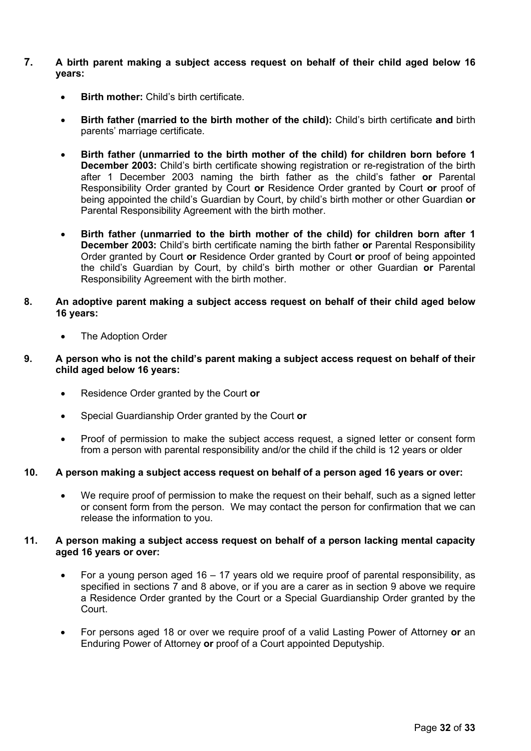**7. A birth parent making a subject access request on behalf of their child aged below 16 years:**

- **Birth mother:** Child's birth certificate.
- **Birth father (married to the birth mother of the child):** Child's birth certificate **and** birth parents' marriage certificate.
- **Birth father (unmarried to the birth mother of the child) for children born before 1 December 2003:** Child's birth certificate showing registration or re-registration of the birth after 1 December 2003 naming the birth father as the child's father **or** Parental Responsibility Order granted by Court **or** Residence Order granted by Court **or** proof of being appointed the child's Guardian by Court, by child's birth mother or other Guardian **or** Parental Responsibility Agreement with the birth mother.
- **Birth father (unmarried to the birth mother of the child) for children born after 1 December 2003:** Child's birth certificate naming the birth father **or** Parental Responsibility Order granted by Court **or** Residence Order granted by Court **or** proof of being appointed the child's Guardian by Court, by child's birth mother or other Guardian **or** Parental Responsibility Agreement with the birth mother.

**8. An adoptive parent making a subject access request on behalf of their child aged below 16 years:**

- The Adoption Order

**9. A person who is not the child's parent making a subject access request on behalf of their child aged below 16 years:**

- Residence Order granted by the Court **or**
- Special Guardianship Order granted by the Court **or**
- Proof of permission to make the subject access request, a signed letter or consent form from a person with parental responsibility and/or the child if the child is 12 years or older

**10. A person making a subject access request on behalf of a person aged 16 years or over:**

- We require proof of permission to make the request on their behalf, such as a signed letter or consent form from the person. We may contact the person for confirmation that we can release the information to you.

**11. A person making a subject access request on behalf of a person lacking mental capacity aged 16 years or over:**

- For a young person aged 16 – 17 years old we require proof of parental responsibility, as specified in sections 7 and 8 above, or if you are a carer as in section 9 above we require a Residence Order granted by the Court or a Special Guardianship Order granted by the Court.
- For persons aged 18 or over we require proof of a valid Lasting Power of Attorney **or** an Enduring Power of Attorney **or** proof of a Court appointed Deputyship.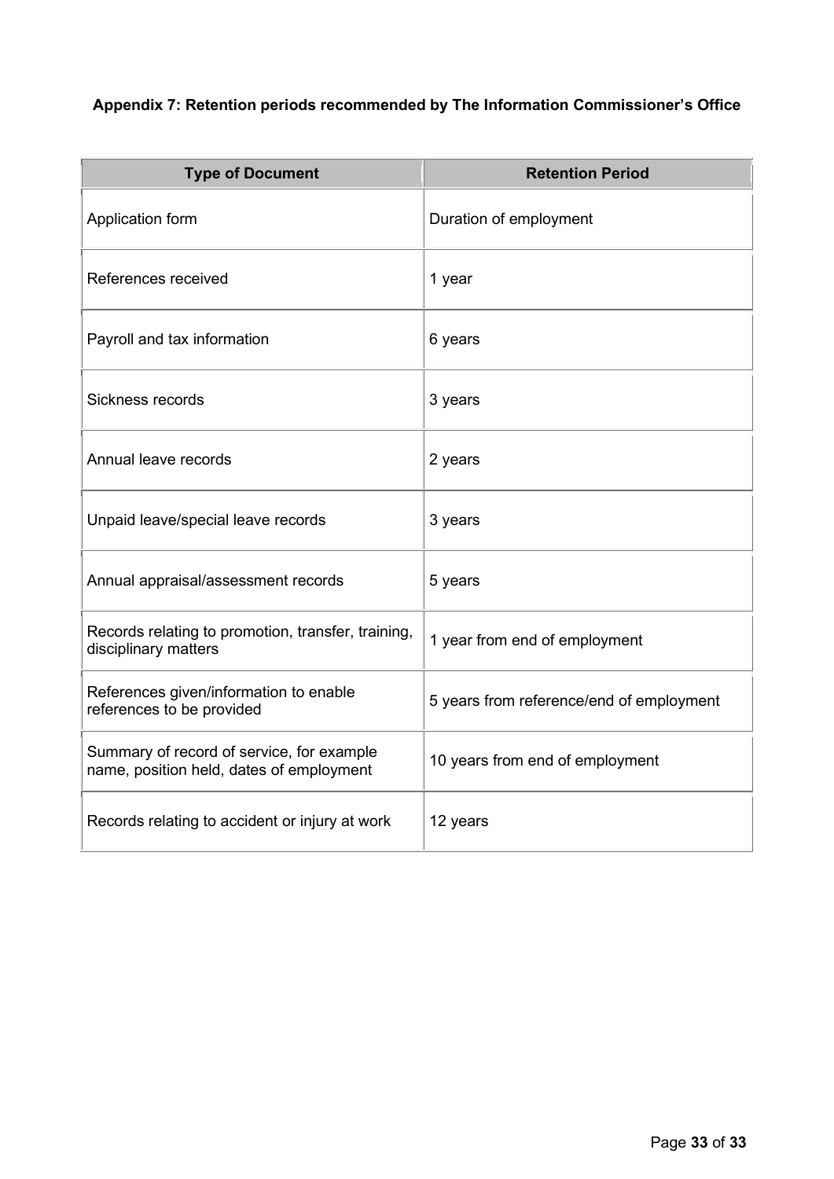**Appendix 7: Retention periods recommended by The Information Commissioner's Office**

| Type of Document | Retention Period |
|---|---|
| Application form | Duration of employment |
| References received | 1 year |
| Payroll and tax information | 6 years |
| Sickness records | 3 years |
| Annual leave records | 2 years |
| Unpaid leave/special leave records | 3 years |
| Annual appraisal/assessment records | 5 years |
| Records relating to promotion, transfer, training, disciplinary matters | 1 year from end of employment |
| References given/information to enable references to be provided | 5 years from reference/end of employment |
| Summary of record of service, for example name, position held, dates of employment | 10 years from end of employment |
| Records relating to accident or injury at work | 12 years |